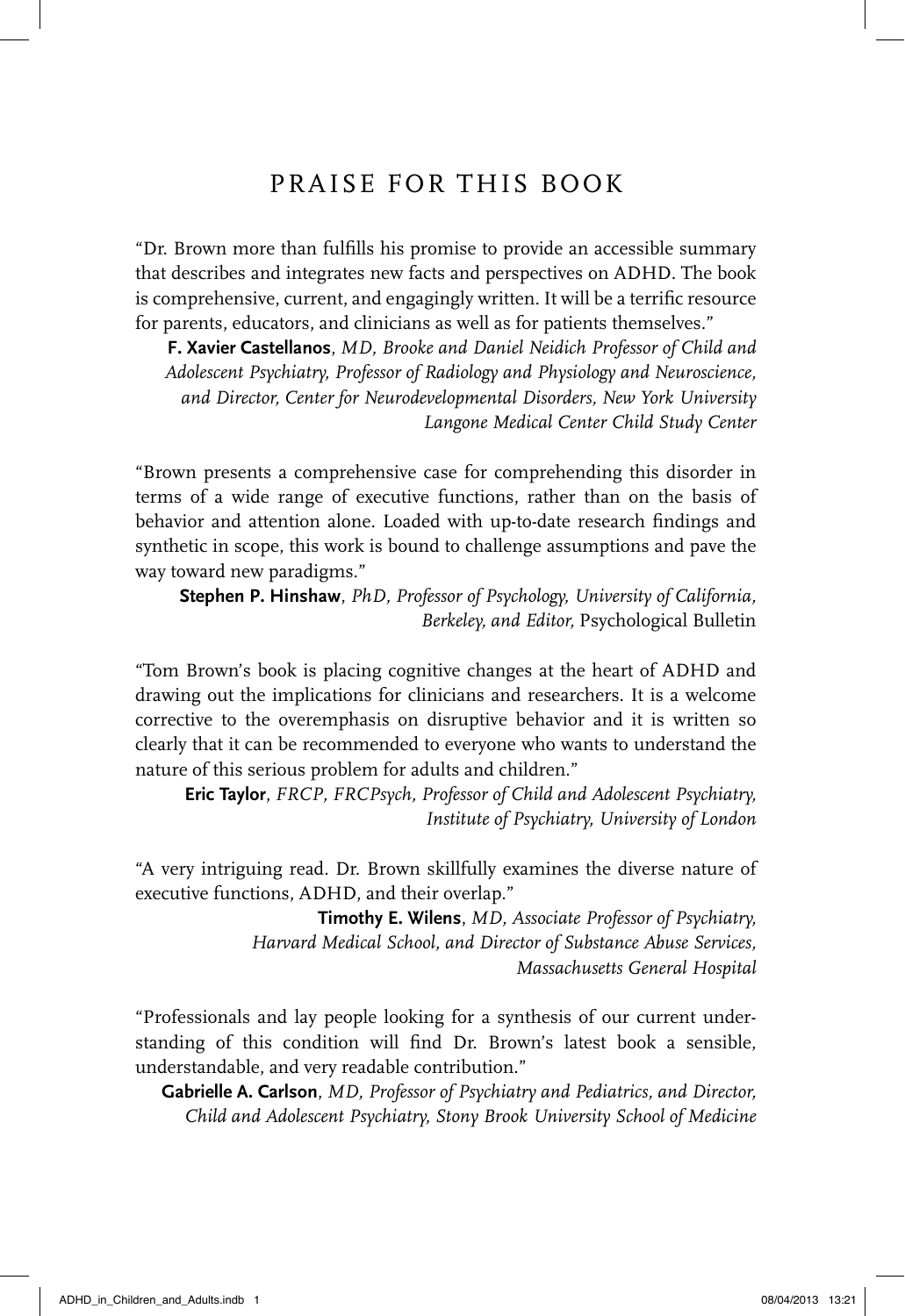# PRAISE FOR THIS BOOK

"Dr. Brown more than fulfills his promise to provide an accessible summary that describes and integrates new facts and perspectives on ADHD. The book is comprehensive, current, and engagingly written. It will be a terrific resource for parents, educators, and clinicians as well as for patients themselves."

**F. Xavier Castellanos**, *MD, Brooke and Daniel Neidich Professor of Child and Adolescent Psychiatry, Professor of Radiology and Physiology and Neuroscience, and Director, Center for Neurodevelopmental Disorders, New York University Langone Medical Center Child Study Center*

"Brown presents a comprehensive case for comprehending this disorder in terms of a wide range of executive functions, rather than on the basis of behavior and attention alone. Loaded with up-to-date research findings and synthetic in scope, this work is bound to challenge assumptions and pave the way toward new paradigms."

**Stephen P. Hinshaw**, *PhD, Professor of Psychology, University of California, Berkeley, and Editor,* Psychological Bulletin

"Tom Brown's book is placing cognitive changes at the heart of ADHD and drawing out the implications for clinicians and researchers. It is a welcome corrective to the overemphasis on disruptive behavior and it is written so clearly that it can be recommended to everyone who wants to understand the nature of this serious problem for adults and children."

**Eric Taylor**, *FRCP, FRCPsych, Professor of Child and Adolescent Psychiatry, Institute of Psychiatry, University of London*

"A very intriguing read. Dr. Brown skillfully examines the diverse nature of executive functions, ADHD, and their overlap."

**Timothy E. Wilens**, *MD, Associate Professor of Psychiatry, Harvard Medical School, and Director of Substance Abuse Services, Massachusetts General Hospital*

"Professionals and lay people looking for a synthesis of our current understanding of this condition will find Dr. Brown's latest book a sensible, understandable, and very readable contribution."

**Gabrielle A. Carlson**, *MD, Professor of Psychiatry and Pediatrics, and Director, Child and Adolescent Psychiatry, Stony Brook University School of Medicine*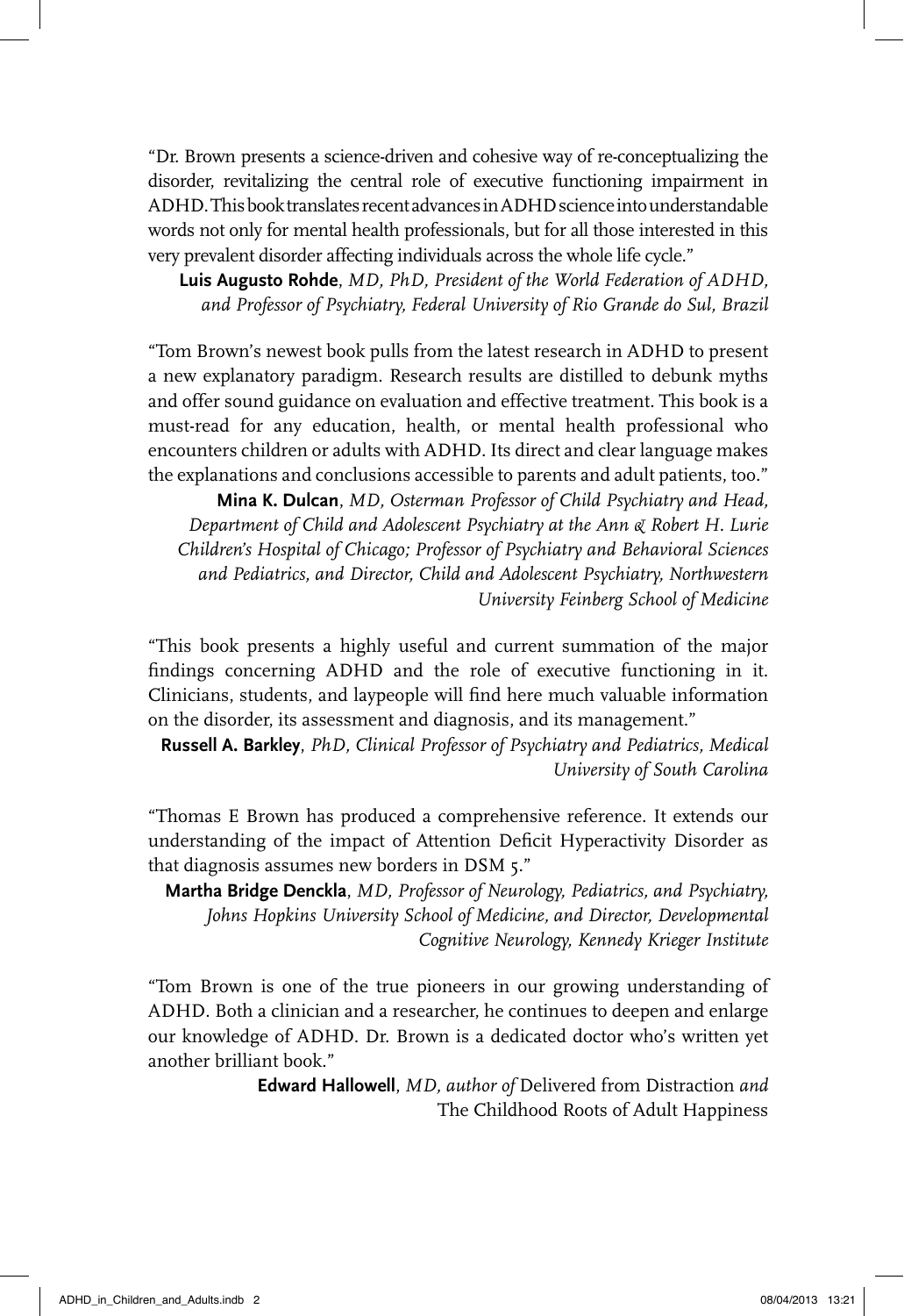"Dr. Brown presents a science-driven and cohesive way of re-conceptualizing the disorder, revitalizing the central role of executive functioning impairment in ADHD. This book translates recent advances in ADHD science into understandable words not only for mental health professionals, but for all those interested in this very prevalent disorder affecting individuals across the whole life cycle."

**Luis Augusto Rohde**, *MD, PhD, President of the World Federation of ADHD, and Professor of Psychiatry, Federal University of Rio Grande do Sul, Brazil*

"Tom Brown's newest book pulls from the latest research in ADHD to present a new explanatory paradigm. Research results are distilled to debunk myths and offer sound guidance on evaluation and effective treatment. This book is a must-read for any education, health, or mental health professional who encounters children or adults with ADHD. Its direct and clear language makes the explanations and conclusions accessible to parents and adult patients, too."

**Mina K. Dulcan**, *MD, Osterman Professor of Child Psychiatry and Head, Department of Child and Adolescent Psychiatry at the Ann & Robert H. Lurie Children's Hospital of Chicago; Professor of Psychiatry and Behavioral Sciences and Pediatrics, and Director, Child and Adolescent Psychiatry, Northwestern University Feinberg School of Medicine*

"This book presents a highly useful and current summation of the major findings concerning ADHD and the role of executive functioning in it. Clinicians, students, and laypeople will find here much valuable information on the disorder, its assessment and diagnosis, and its management."

**Russell A. Barkley**, *PhD, Clinical Professor of Psychiatry and Pediatrics, Medical University of South Carolina*

"Thomas E Brown has produced a comprehensive reference. It extends our understanding of the impact of Attention Deficit Hyperactivity Disorder as that diagnosis assumes new borders in DSM 5."

**Martha Bridge Denckla**, *MD, Professor of Neurology, Pediatrics, and Psychiatry, Johns Hopkins University School of Medicine, and Director, Developmental Cognitive Neurology, Kennedy Krieger Institute*

"Tom Brown is one of the true pioneers in our growing understanding of ADHD. Both a clinician and a researcher, he continues to deepen and enlarge our knowledge of ADHD. Dr. Brown is a dedicated doctor who's written yet another brilliant book."

**Edward Hallowell**, *MD, author of* Delivered from Distraction *and* The Childhood Roots of Adult Happiness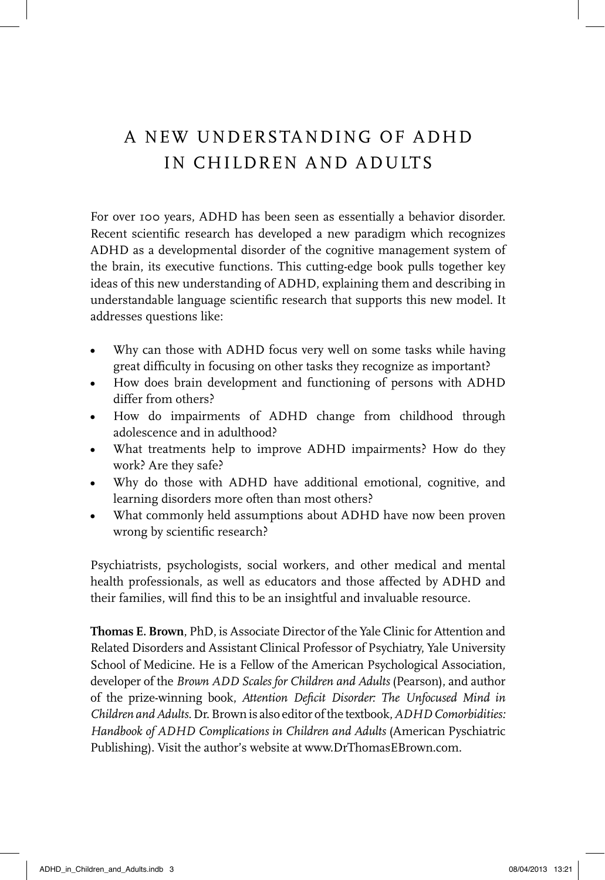# A NEW UNDERSTANDING OF ADHD IN CHILDREN AND ADULTS

For over 100 years, ADHD has been seen as essentially a behavior disorder. Recent scientific research has developed a new paradigm which recognizes ADHD as a developmental disorder of the cognitive management system of the brain, its executive functions. This cutting-edge book pulls together key ideas of this new understanding of ADHD, explaining them and describing in understandable language scientific research that supports this new model. It addresses questions like:

- Why can those with ADHD focus very well on some tasks while having great difficulty in focusing on other tasks they recognize as important?
- How does brain development and functioning of persons with ADHD differ from others?
- How do impairments of ADHD change from childhood through adolescence and in adulthood?
- What treatments help to improve ADHD impairments? How do they work? Are they safe?
- Why do those with ADHD have additional emotional, cognitive, and learning disorders more often than most others?
- What commonly held assumptions about ADHD have now been proven wrong by scientific research?

Psychiatrists, psychologists, social workers, and other medical and mental health professionals, as well as educators and those affected by ADHD and their families, will find this to be an insightful and invaluable resource.

**Thomas E. Brown**, PhD, is Associate Director of the Yale Clinic for Attention and Related Disorders and Assistant Clinical Professor of Psychiatry, Yale University School of Medicine. He is a Fellow of the American Psychological Association, developer of the *Brown ADD Scales for Children and Adults* (Pearson), and author of the prize-winning book, *Attention Deficit Disorder: The Unfocused Mind in Children and Adults*. Dr. Brown is also editor of the textbook, *ADHD Comorbidities: Handbook of ADHD Complications in Children and Adults* (American Pyschiatric Publishing). Visit the author's website at www.DrThomasEBrown.com.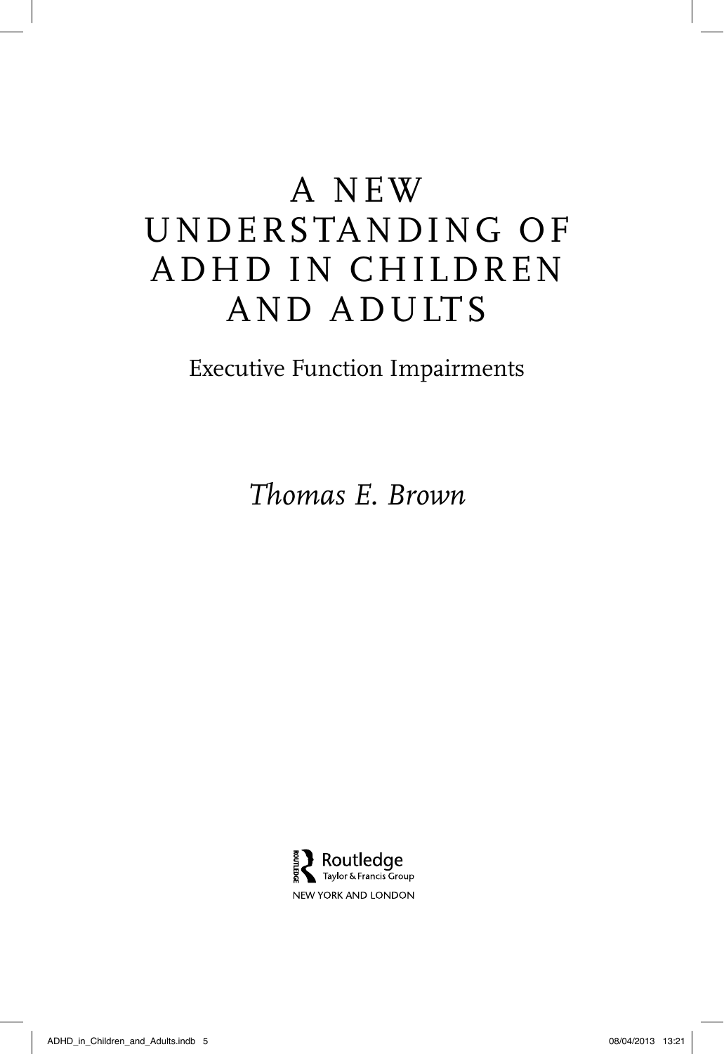# A NEW UNDERSTANDING OF ADHD IN CHILDREN AND ADULTS

## Executive Function Impairments

*Thomas E. Brown*

Routledge
Taylor & Francis Group
NEW YORK AND LONDON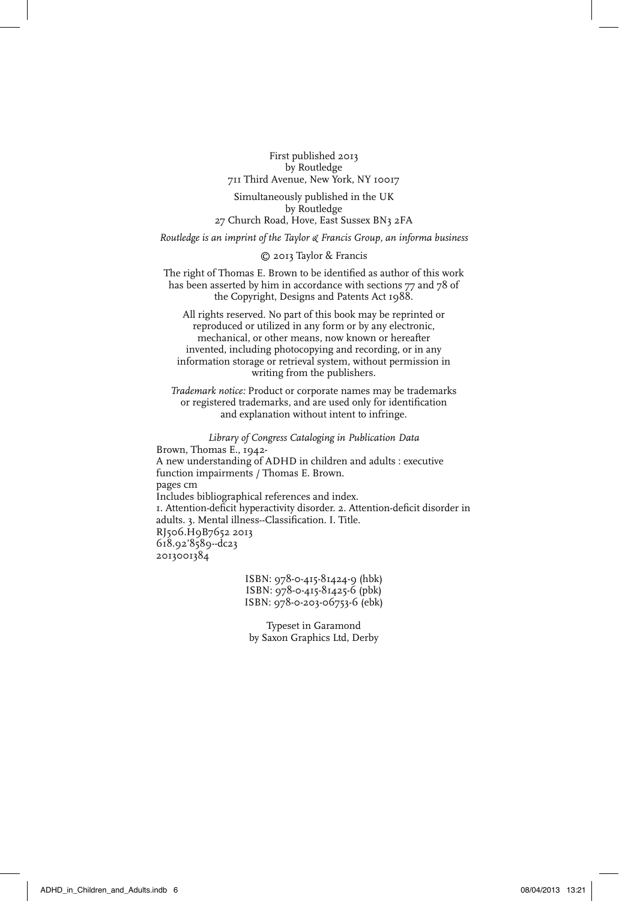First published 2013
by Routledge
711 Third Avenue, New York, NY 10017

Simultaneously published in the UK
by Routledge
27 Church Road, Hove, East Sussex BN3 2FA

*Routledge is an imprint of the Taylor & Francis Group, an informa business*

© 2013 Taylor & Francis

The right of Thomas E. Brown to be identified as author of this work has been asserted by him in accordance with sections 77 and 78 of the Copyright, Designs and Patents Act 1988.

All rights reserved. No part of this book may be reprinted or reproduced or utilized in any form or by any electronic, mechanical, or other means, now known or hereafter invented, including photocopying and recording, or in any information storage or retrieval system, without permission in writing from the publishers.

*Trademark notice:* Product or corporate names may be trademarks or registered trademarks, and are used only for identification and explanation without intent to infringe.

*Library of Congress Cataloging in Publication Data*
Brown, Thomas E., 1942-
A new understanding of ADHD in children and adults : executive function impairments / Thomas E. Brown.
pages cm
Includes bibliographical references and index.
1. Attention-deficit hyperactivity disorder. 2. Attention-deficit disorder in adults. 3. Mental illness--Classification. I. Title.
RJ506.H9B7652 2013
618.92'8589--dc23
2013001384

ISBN: 978-0-415-81424-9 (hbk)
ISBN: 978-0-415-81425-6 (pbk)
ISBN: 978-0-203-06753-6 (ebk)

Typeset in Garamond
by Saxon Graphics Ltd, Derby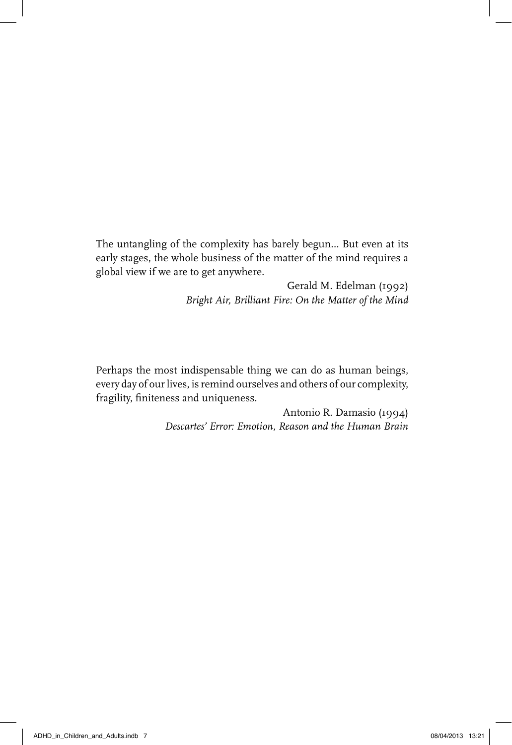The untangling of the complexity has barely begun... But even at its early stages, the whole business of the matter of the mind requires a global view if we are to get anywhere.

Gerald M. Edelman (1992)
*Bright Air, Brilliant Fire: On the Matter of the Mind*

Perhaps the most indispensable thing we can do as human beings, every day of our lives, is remind ourselves and others of our complexity, fragility, finiteness and uniqueness.

Antonio R. Damasio (1994)
*Descartes' Error: Emotion, Reason and the Human Brain*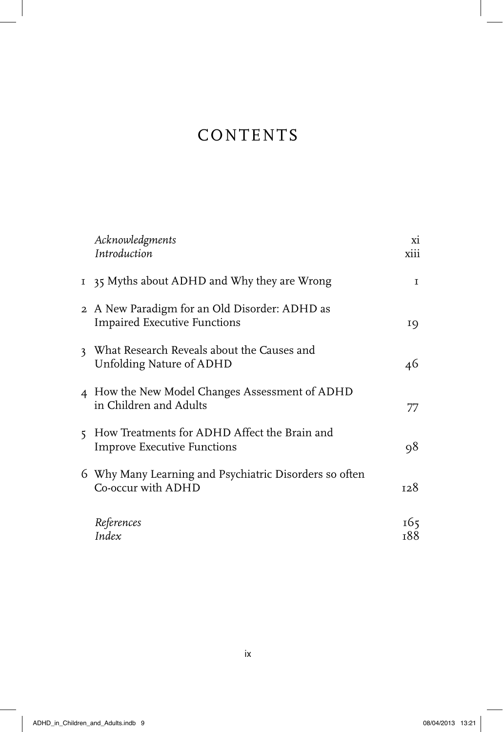# CONTENTS

| | | |
|---|---|---|
| | *Acknowledgments* | xi |
| | *Introduction* | xiii |
| 1 | 35 Myths about ADHD and Why they are Wrong | 1 |
| 2 | A New Paradigm for an Old Disorder: ADHD as Impaired Executive Functions | 19 |
| 3 | What Research Reveals about the Causes and Unfolding Nature of ADHD | 46 |
| 4 | How the New Model Changes Assessment of ADHD in Children and Adults | 77 |
| 5 | How Treatments for ADHD Affect the Brain and Improve Executive Functions | 98 |
| 6 | Why Many Learning and Psychiatric Disorders so often Co-occur with ADHD | 128 |
| | *References* | 165 |
| | *Index* | 188 |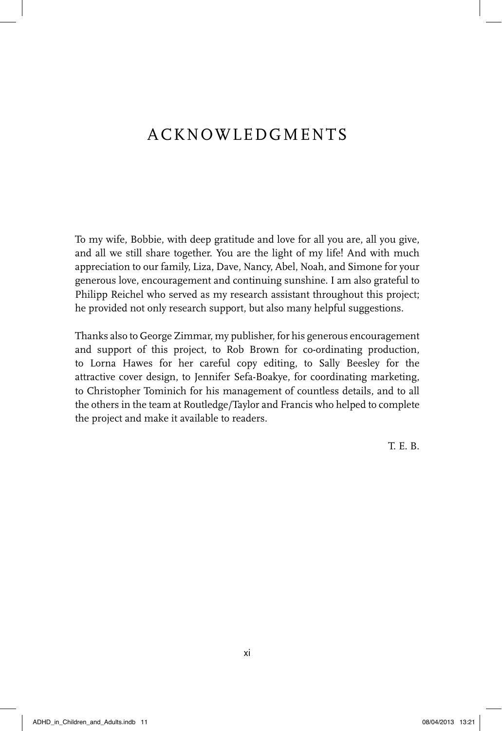# ACKNOWLEDGMENTS

To my wife, Bobbie, with deep gratitude and love for all you are, all you give, and all we still share together. You are the light of my life! And with much appreciation to our family, Liza, Dave, Nancy, Abel, Noah, and Simone for your generous love, encouragement and continuing sunshine. I am also grateful to Philipp Reichel who served as my research assistant throughout this project; he provided not only research support, but also many helpful suggestions.

Thanks also to George Zimmar, my publisher, for his generous encouragement and support of this project, to Rob Brown for co-ordinating production, to Lorna Hawes for her careful copy editing, to Sally Beesley for the attractive cover design, to Jennifer Sefa-Boakye, for coordinating marketing, to Christopher Tominich for his management of countless details, and to all the others in the team at Routledge/Taylor and Francis who helped to complete the project and make it available to readers.

T. E. B.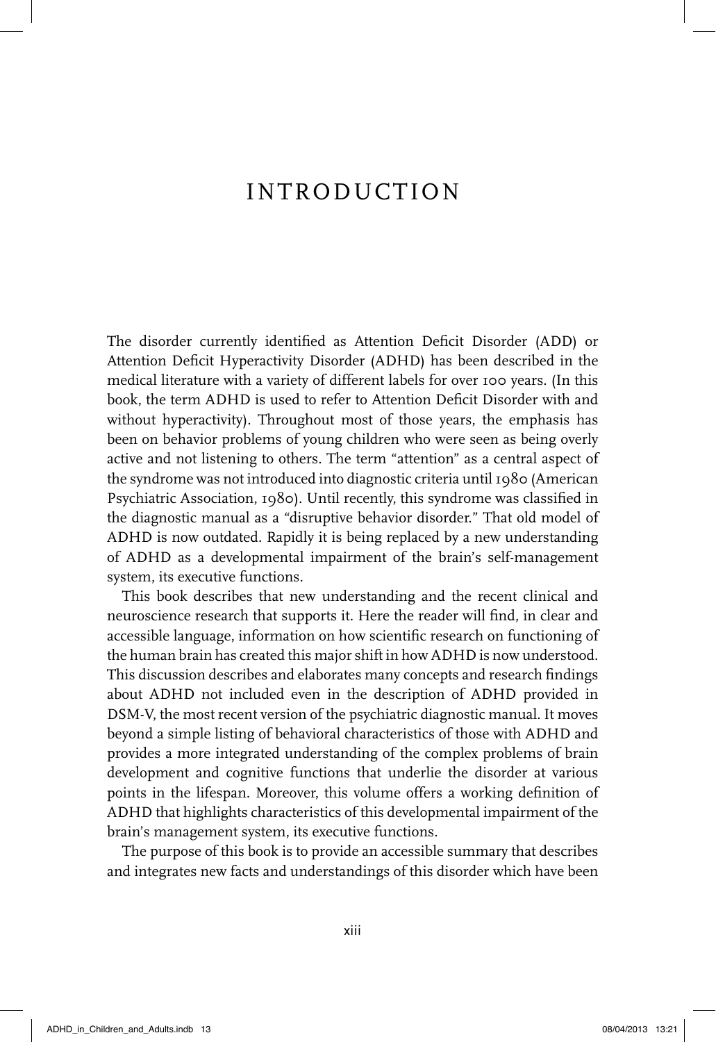# INTRODUCTION

The disorder currently identified as Attention Deficit Disorder (ADD) or Attention Deficit Hyperactivity Disorder (ADHD) has been described in the medical literature with a variety of different labels for over 100 years. (In this book, the term ADHD is used to refer to Attention Deficit Disorder with and without hyperactivity). Throughout most of those years, the emphasis has been on behavior problems of young children who were seen as being overly active and not listening to others. The term "attention" as a central aspect of the syndrome was not introduced into diagnostic criteria until 1980 (American Psychiatric Association, 1980). Until recently, this syndrome was classified in the diagnostic manual as a "disruptive behavior disorder." That old model of ADHD is now outdated. Rapidly it is being replaced by a new understanding of ADHD as a developmental impairment of the brain's self-management system, its executive functions.

This book describes that new understanding and the recent clinical and neuroscience research that supports it. Here the reader will find, in clear and accessible language, information on how scientific research on functioning of the human brain has created this major shift in how ADHD is now understood. This discussion describes and elaborates many concepts and research findings about ADHD not included even in the description of ADHD provided in DSM-V, the most recent version of the psychiatric diagnostic manual. It moves beyond a simple listing of behavioral characteristics of those with ADHD and provides a more integrated understanding of the complex problems of brain development and cognitive functions that underlie the disorder at various points in the lifespan. Moreover, this volume offers a working definition of ADHD that highlights characteristics of this developmental impairment of the brain's management system, its executive functions.

The purpose of this book is to provide an accessible summary that describes and integrates new facts and understandings of this disorder which have been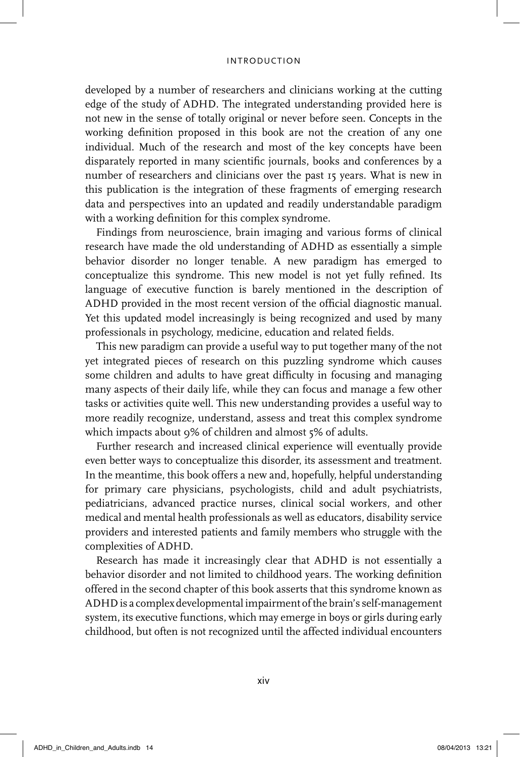developed by a number of researchers and clinicians working at the cutting edge of the study of ADHD. The integrated understanding provided here is not new in the sense of totally original or never before seen. Concepts in the working definition proposed in this book are not the creation of any one individual. Much of the research and most of the key concepts have been disparately reported in many scientific journals, books and conferences by a number of researchers and clinicians over the past 15 years. What is new in this publication is the integration of these fragments of emerging research data and perspectives into an updated and readily understandable paradigm with a working definition for this complex syndrome.

Findings from neuroscience, brain imaging and various forms of clinical research have made the old understanding of ADHD as essentially a simple behavior disorder no longer tenable. A new paradigm has emerged to conceptualize this syndrome. This new model is not yet fully refined. Its language of executive function is barely mentioned in the description of ADHD provided in the most recent version of the official diagnostic manual. Yet this updated model increasingly is being recognized and used by many professionals in psychology, medicine, education and related fields.

This new paradigm can provide a useful way to put together many of the not yet integrated pieces of research on this puzzling syndrome which causes some children and adults to have great difficulty in focusing and managing many aspects of their daily life, while they can focus and manage a few other tasks or activities quite well. This new understanding provides a useful way to more readily recognize, understand, assess and treat this complex syndrome which impacts about 9% of children and almost 5% of adults.

Further research and increased clinical experience will eventually provide even better ways to conceptualize this disorder, its assessment and treatment. In the meantime, this book offers a new and, hopefully, helpful understanding for primary care physicians, psychologists, child and adult psychiatrists, pediatricians, advanced practice nurses, clinical social workers, and other medical and mental health professionals as well as educators, disability service providers and interested patients and family members who struggle with the complexities of ADHD.

Research has made it increasingly clear that ADHD is not essentially a behavior disorder and not limited to childhood years. The working definition offered in the second chapter of this book asserts that this syndrome known as ADHD is a complex developmental impairment of the brain's self-management system, its executive functions, which may emerge in boys or girls during early childhood, but often is not recognized until the affected individual encounters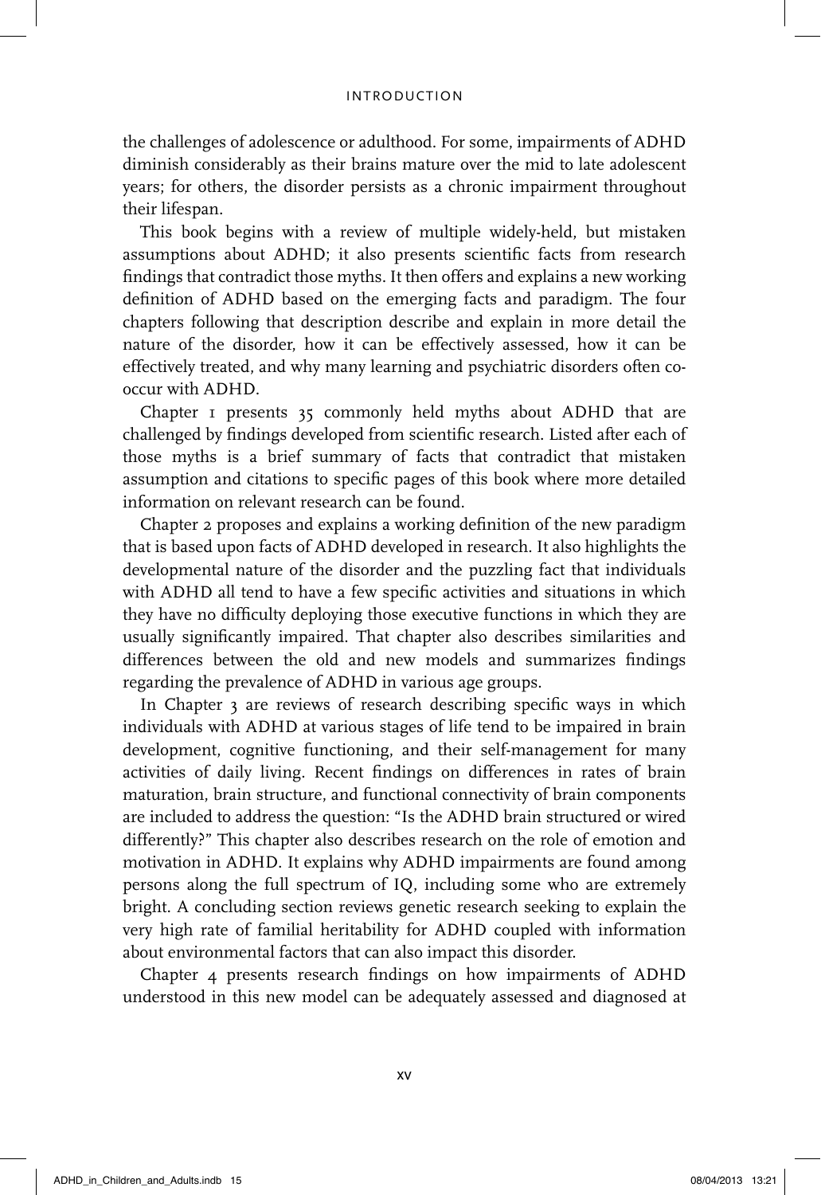the challenges of adolescence or adulthood. For some, impairments of ADHD diminish considerably as their brains mature over the mid to late adolescent years; for others, the disorder persists as a chronic impairment throughout their lifespan.

This book begins with a review of multiple widely-held, but mistaken assumptions about ADHD; it also presents scientific facts from research findings that contradict those myths. It then offers and explains a new working definition of ADHD based on the emerging facts and paradigm. The four chapters following that description describe and explain in more detail the nature of the disorder, how it can be effectively assessed, how it can be effectively treated, and why many learning and psychiatric disorders often co-occur with ADHD.

Chapter 1 presents 35 commonly held myths about ADHD that are challenged by findings developed from scientific research. Listed after each of those myths is a brief summary of facts that contradict that mistaken assumption and citations to specific pages of this book where more detailed information on relevant research can be found.

Chapter 2 proposes and explains a working definition of the new paradigm that is based upon facts of ADHD developed in research. It also highlights the developmental nature of the disorder and the puzzling fact that individuals with ADHD all tend to have a few specific activities and situations in which they have no difficulty deploying those executive functions in which they are usually significantly impaired. That chapter also describes similarities and differences between the old and new models and summarizes findings regarding the prevalence of ADHD in various age groups.

In Chapter 3 are reviews of research describing specific ways in which individuals with ADHD at various stages of life tend to be impaired in brain development, cognitive functioning, and their self-management for many activities of daily living. Recent findings on differences in rates of brain maturation, brain structure, and functional connectivity of brain components are included to address the question: "Is the ADHD brain structured or wired differently?" This chapter also describes research on the role of emotion and motivation in ADHD. It explains why ADHD impairments are found among persons along the full spectrum of IQ, including some who are extremely bright. A concluding section reviews genetic research seeking to explain the very high rate of familial heritability for ADHD coupled with information about environmental factors that can also impact this disorder.

Chapter 4 presents research findings on how impairments of ADHD understood in this new model can be adequately assessed and diagnosed at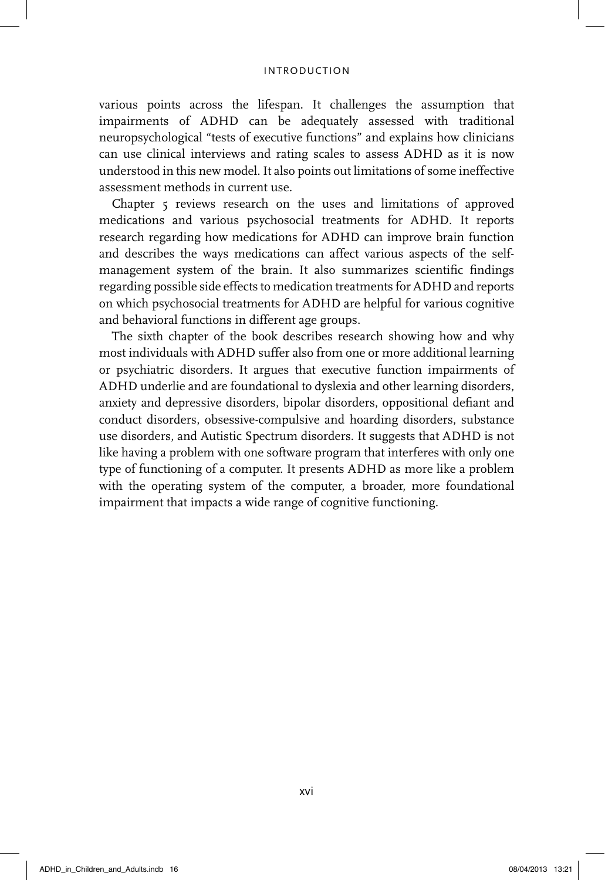various points across the lifespan. It challenges the assumption that impairments of ADHD can be adequately assessed with traditional neuropsychological "tests of executive functions" and explains how clinicians can use clinical interviews and rating scales to assess ADHD as it is now understood in this new model. It also points out limitations of some ineffective assessment methods in current use.

Chapter 5 reviews research on the uses and limitations of approved medications and various psychosocial treatments for ADHD. It reports research regarding how medications for ADHD can improve brain function and describes the ways medications can affect various aspects of the self-management system of the brain. It also summarizes scientific findings regarding possible side effects to medication treatments for ADHD and reports on which psychosocial treatments for ADHD are helpful for various cognitive and behavioral functions in different age groups.

The sixth chapter of the book describes research showing how and why most individuals with ADHD suffer also from one or more additional learning or psychiatric disorders. It argues that executive function impairments of ADHD underlie and are foundational to dyslexia and other learning disorders, anxiety and depressive disorders, bipolar disorders, oppositional defiant and conduct disorders, obsessive-compulsive and hoarding disorders, substance use disorders, and Autistic Spectrum disorders. It suggests that ADHD is not like having a problem with one software program that interferes with only one type of functioning of a computer. It presents ADHD as more like a problem with the operating system of the computer, a broader, more foundational impairment that impacts a wide range of cognitive functioning.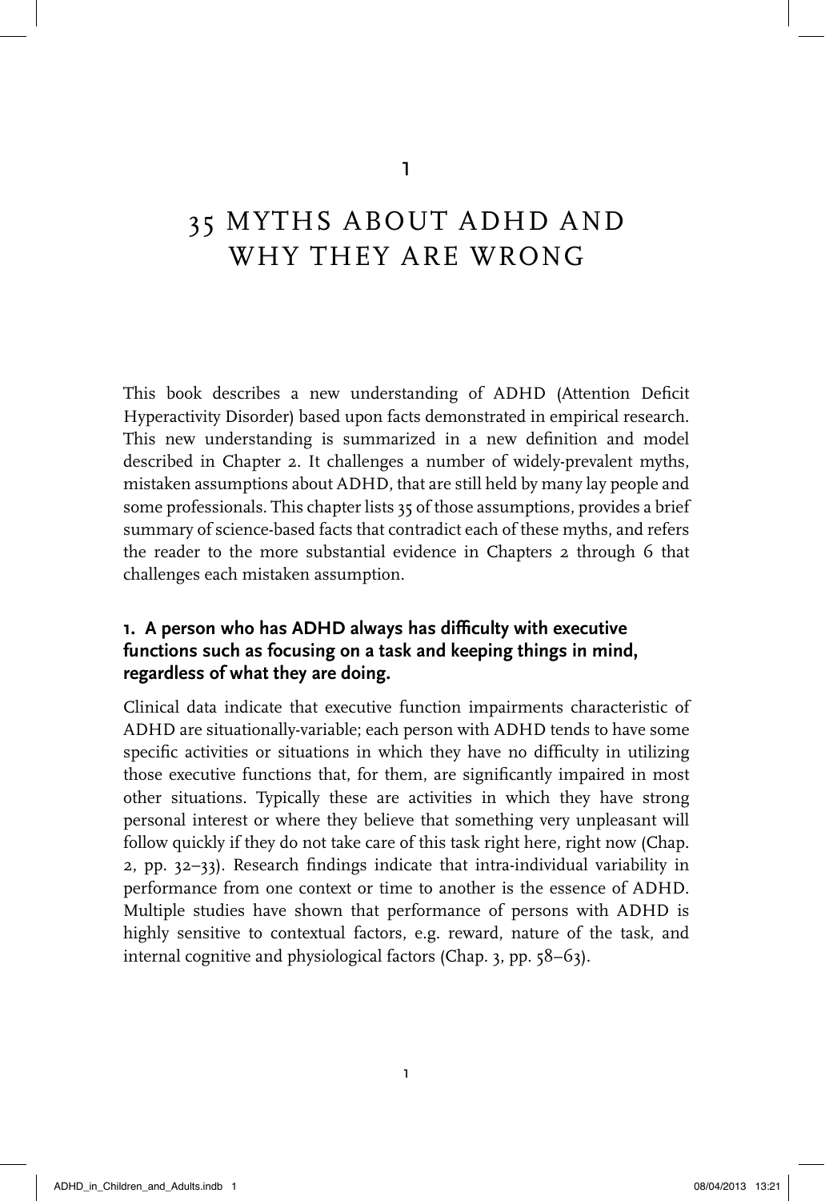# 1

# 35 MYTHS ABOUT ADHD AND WHY THEY ARE WRONG

This book describes a new understanding of ADHD (Attention Deficit Hyperactivity Disorder) based upon facts demonstrated in empirical research. This new understanding is summarized in a new definition and model described in Chapter 2. It challenges a number of widely-prevalent myths, mistaken assumptions about ADHD, that are still held by many lay people and some professionals. This chapter lists 35 of those assumptions, provides a brief summary of science-based facts that contradict each of these myths, and refers the reader to the more substantial evidence in Chapters 2 through 6 that challenges each mistaken assumption.

### 1. A person who has ADHD always has difficulty with executive functions such as focusing on a task and keeping things in mind, regardless of what they are doing.

Clinical data indicate that executive function impairments characteristic of ADHD are situationally-variable; each person with ADHD tends to have some specific activities or situations in which they have no difficulty in utilizing those executive functions that, for them, are significantly impaired in most other situations. Typically these are activities in which they have strong personal interest or where they believe that something very unpleasant will follow quickly if they do not take care of this task right here, right now (Chap. 2, pp. 32–33). Research findings indicate that intra-individual variability in performance from one context or time to another is the essence of ADHD. Multiple studies have shown that performance of persons with ADHD is highly sensitive to contextual factors, e.g. reward, nature of the task, and internal cognitive and physiological factors (Chap. 3, pp. 58–63).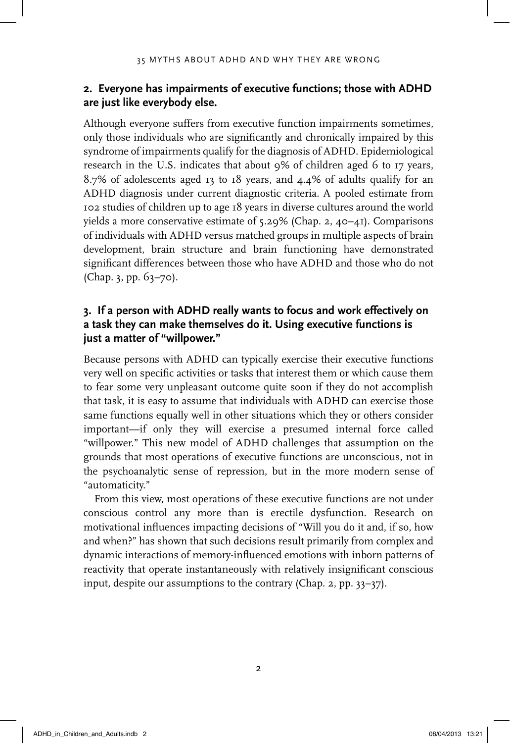## 2. Everyone has impairments of executive functions; those with ADHD are just like everybody else.

Although everyone suffers from executive function impairments sometimes, only those individuals who are significantly and chronically impaired by this syndrome of impairments qualify for the diagnosis of ADHD. Epidemiological research in the U.S. indicates that about 9% of children aged 6 to 17 years, 8.7% of adolescents aged 13 to 18 years, and 4.4% of adults qualify for an ADHD diagnosis under current diagnostic criteria. A pooled estimate from 102 studies of children up to age 18 years in diverse cultures around the world yields a more conservative estimate of 5.29% (Chap. 2, 40–41). Comparisons of individuals with ADHD versus matched groups in multiple aspects of brain development, brain structure and brain functioning have demonstrated significant differences between those who have ADHD and those who do not (Chap. 3, pp. 63–70).

## 3. If a person with ADHD really wants to focus and work effectively on a task they can make themselves do it. Using executive functions is just a matter of "willpower."

Because persons with ADHD can typically exercise their executive functions very well on specific activities or tasks that interest them or which cause them to fear some very unpleasant outcome quite soon if they do not accomplish that task, it is easy to assume that individuals with ADHD can exercise those same functions equally well in other situations which they or others consider important—if only they will exercise a presumed internal force called "willpower." This new model of ADHD challenges that assumption on the grounds that most operations of executive functions are unconscious, not in the psychoanalytic sense of repression, but in the more modern sense of "automaticity."

From this view, most operations of these executive functions are not under conscious control any more than is erectile dysfunction. Research on motivational influences impacting decisions of "Will you do it and, if so, how and when?" has shown that such decisions result primarily from complex and dynamic interactions of memory-influenced emotions with inborn patterns of reactivity that operate instantaneously with relatively insignificant conscious input, despite our assumptions to the contrary (Chap. 2, pp. 33–37).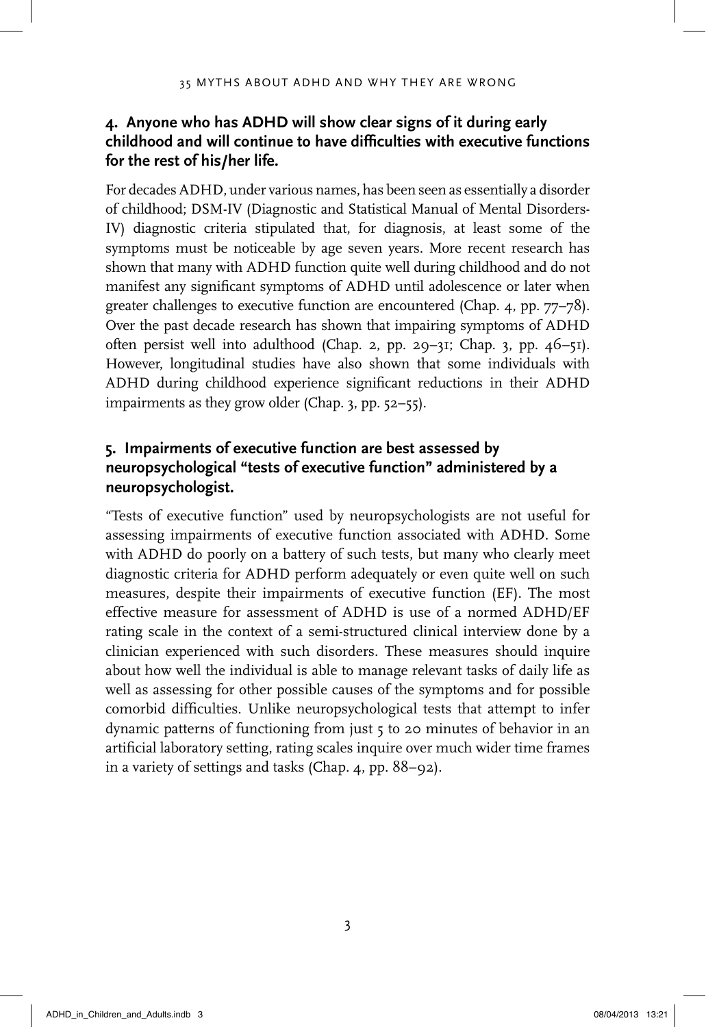### 4. Anyone who has ADHD will show clear signs of it during early childhood and will continue to have difficulties with executive functions for the rest of his/her life.

For decades ADHD, under various names, has been seen as essentially a disorder of childhood; DSM-IV (Diagnostic and Statistical Manual of Mental Disorders-IV) diagnostic criteria stipulated that, for diagnosis, at least some of the symptoms must be noticeable by age seven years. More recent research has shown that many with ADHD function quite well during childhood and do not manifest any significant symptoms of ADHD until adolescence or later when greater challenges to executive function are encountered (Chap. 4, pp. 77–78). Over the past decade research has shown that impairing symptoms of ADHD often persist well into adulthood (Chap. 2, pp. 29–31; Chap. 3, pp. 46–51). However, longitudinal studies have also shown that some individuals with ADHD during childhood experience significant reductions in their ADHD impairments as they grow older (Chap. 3, pp. 52–55).

### 5. Impairments of executive function are best assessed by neuropsychological "tests of executive function" administered by a neuropsychologist.

"Tests of executive function" used by neuropsychologists are not useful for assessing impairments of executive function associated with ADHD. Some with ADHD do poorly on a battery of such tests, but many who clearly meet diagnostic criteria for ADHD perform adequately or even quite well on such measures, despite their impairments of executive function (EF). The most effective measure for assessment of ADHD is use of a normed ADHD/EF rating scale in the context of a semi-structured clinical interview done by a clinician experienced with such disorders. These measures should inquire about how well the individual is able to manage relevant tasks of daily life as well as assessing for other possible causes of the symptoms and for possible comorbid difficulties. Unlike neuropsychological tests that attempt to infer dynamic patterns of functioning from just 5 to 20 minutes of behavior in an artificial laboratory setting, rating scales inquire over much wider time frames in a variety of settings and tasks (Chap. 4, pp. 88–92).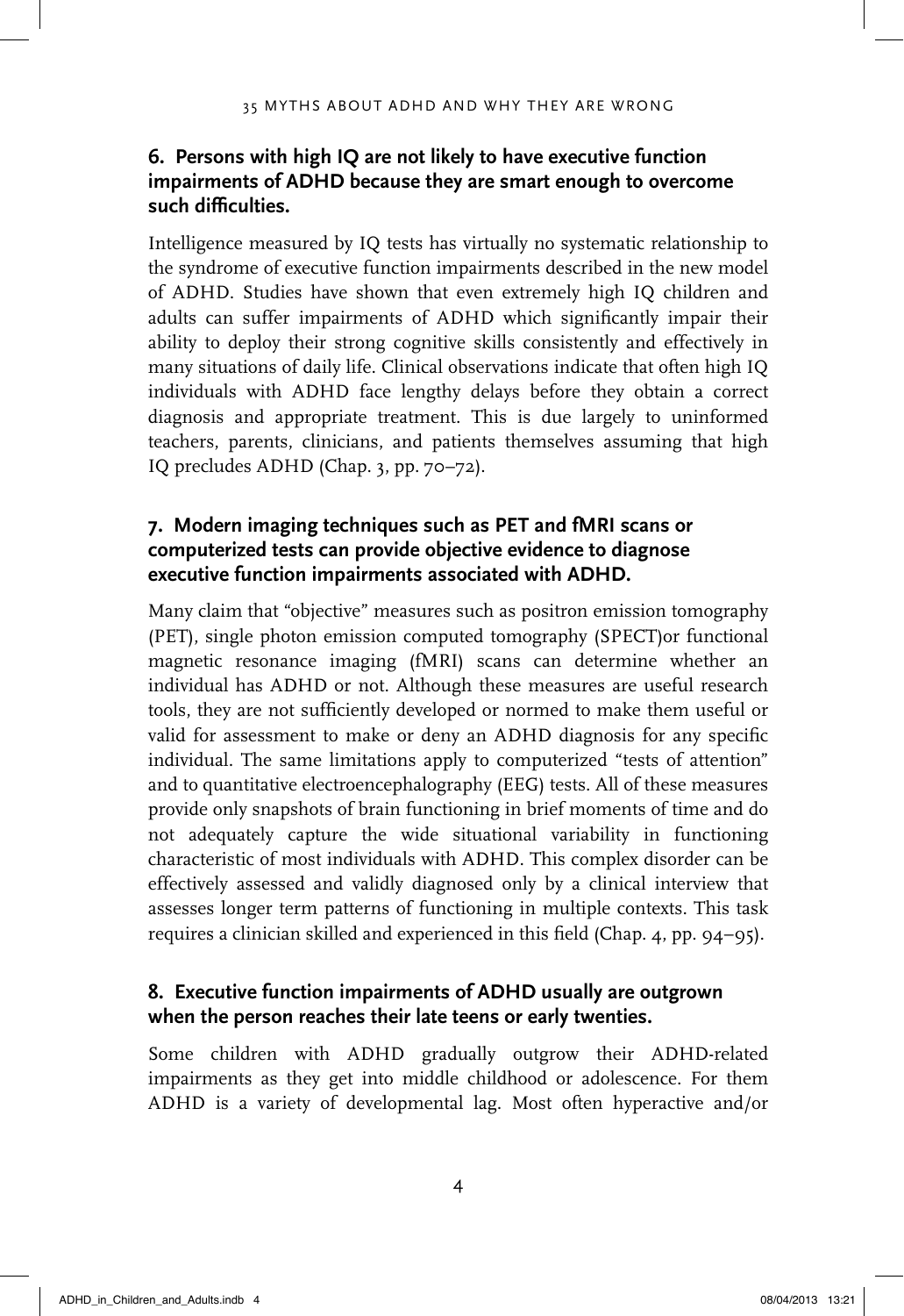### 6. Persons with high IQ are not likely to have executive function impairments of ADHD because they are smart enough to overcome such difficulties.

Intelligence measured by IQ tests has virtually no systematic relationship to the syndrome of executive function impairments described in the new model of ADHD. Studies have shown that even extremely high IQ children and adults can suffer impairments of ADHD which significantly impair their ability to deploy their strong cognitive skills consistently and effectively in many situations of daily life. Clinical observations indicate that often high IQ individuals with ADHD face lengthy delays before they obtain a correct diagnosis and appropriate treatment. This is due largely to uninformed teachers, parents, clinicians, and patients themselves assuming that high IQ precludes ADHD (Chap. 3, pp. 70–72).

### 7. Modern imaging techniques such as PET and fMRI scans or computerized tests can provide objective evidence to diagnose executive function impairments associated with ADHD.

Many claim that "objective" measures such as positron emission tomography (PET), single photon emission computed tomography (SPECT)or functional magnetic resonance imaging (fMRI) scans can determine whether an individual has ADHD or not. Although these measures are useful research tools, they are not sufficiently developed or normed to make them useful or valid for assessment to make or deny an ADHD diagnosis for any specific individual. The same limitations apply to computerized "tests of attention" and to quantitative electroencephalography (EEG) tests. All of these measures provide only snapshots of brain functioning in brief moments of time and do not adequately capture the wide situational variability in functioning characteristic of most individuals with ADHD. This complex disorder can be effectively assessed and validly diagnosed only by a clinical interview that assesses longer term patterns of functioning in multiple contexts. This task requires a clinician skilled and experienced in this field (Chap. 4, pp. 94–95).

### 8. Executive function impairments of ADHD usually are outgrown when the person reaches their late teens or early twenties.

Some children with ADHD gradually outgrow their ADHD-related impairments as they get into middle childhood or adolescence. For them ADHD is a variety of developmental lag. Most often hyperactive and/or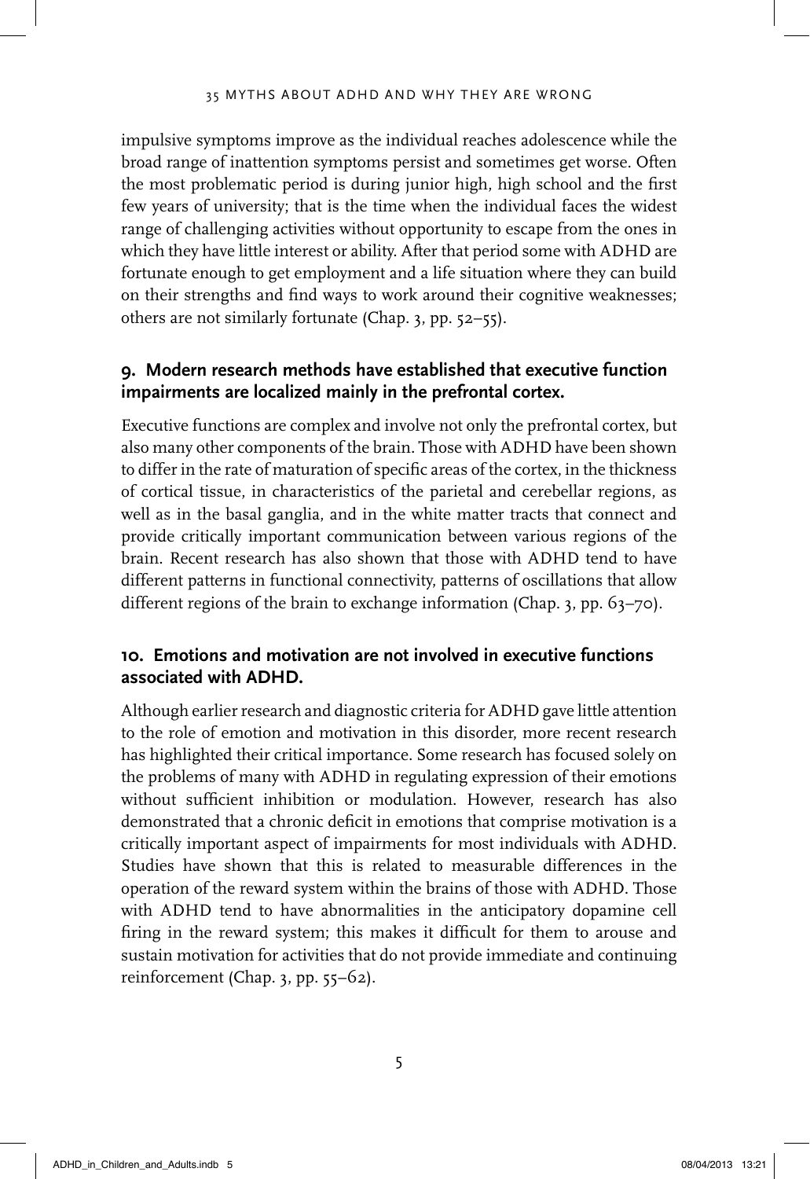impulsive symptoms improve as the individual reaches adolescence while the broad range of inattention symptoms persist and sometimes get worse. Often the most problematic period is during junior high, high school and the first few years of university; that is the time when the individual faces the widest range of challenging activities without opportunity to escape from the ones in which they have little interest or ability. After that period some with ADHD are fortunate enough to get employment and a life situation where they can build on their strengths and find ways to work around their cognitive weaknesses; others are not similarly fortunate (Chap. 3, pp. 52–55).

## 9. Modern research methods have established that executive function impairments are localized mainly in the prefrontal cortex.

Executive functions are complex and involve not only the prefrontal cortex, but also many other components of the brain. Those with ADHD have been shown to differ in the rate of maturation of specific areas of the cortex, in the thickness of cortical tissue, in characteristics of the parietal and cerebellar regions, as well as in the basal ganglia, and in the white matter tracts that connect and provide critically important communication between various regions of the brain. Recent research has also shown that those with ADHD tend to have different patterns in functional connectivity, patterns of oscillations that allow different regions of the brain to exchange information (Chap. 3, pp. 63–70).

## 10. Emotions and motivation are not involved in executive functions associated with ADHD.

Although earlier research and diagnostic criteria for ADHD gave little attention to the role of emotion and motivation in this disorder, more recent research has highlighted their critical importance. Some research has focused solely on the problems of many with ADHD in regulating expression of their emotions without sufficient inhibition or modulation. However, research has also demonstrated that a chronic deficit in emotions that comprise motivation is a critically important aspect of impairments for most individuals with ADHD. Studies have shown that this is related to measurable differences in the operation of the reward system within the brains of those with ADHD. Those with ADHD tend to have abnormalities in the anticipatory dopamine cell firing in the reward system; this makes it difficult for them to arouse and sustain motivation for activities that do not provide immediate and continuing reinforcement (Chap. 3, pp. 55–62).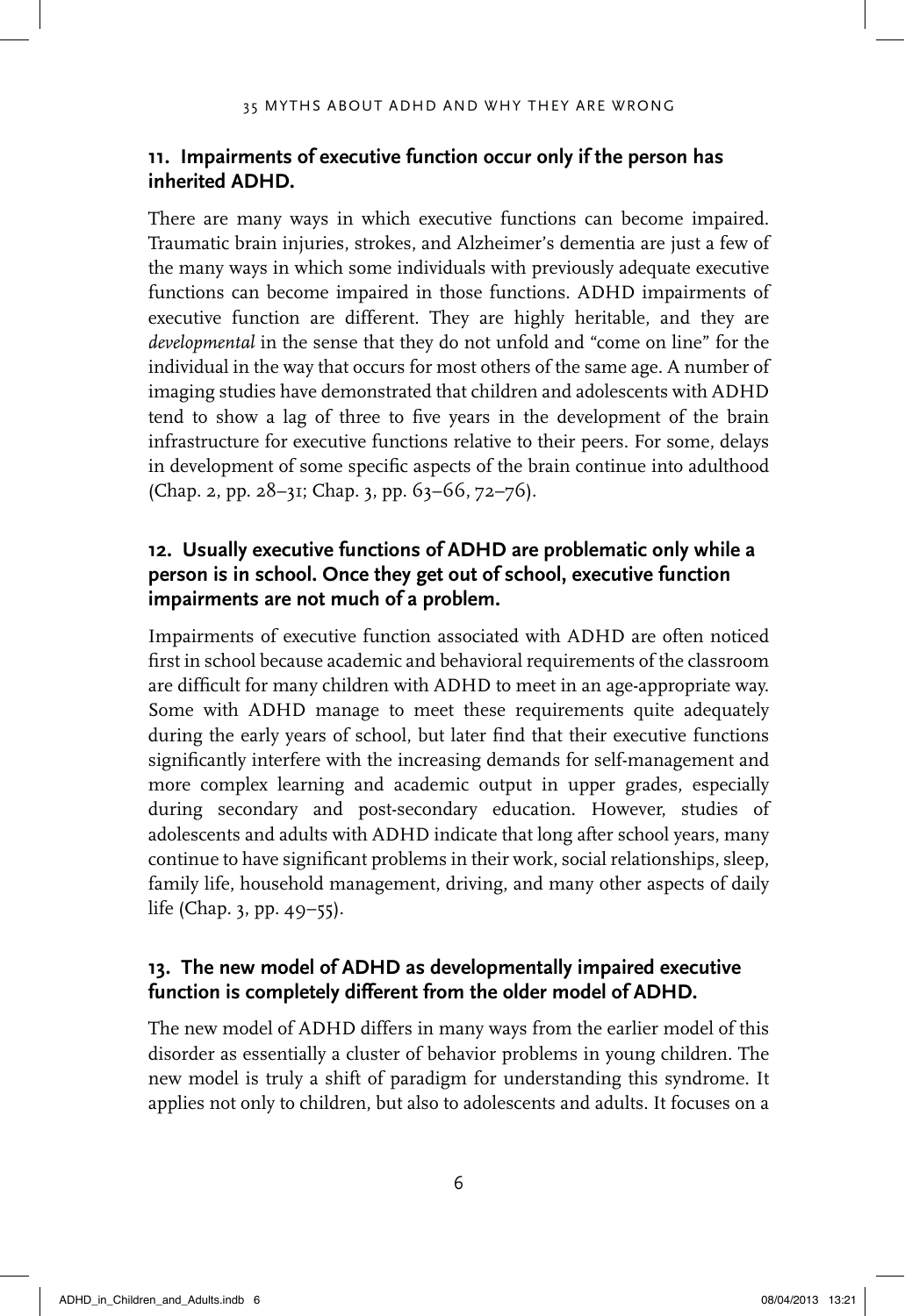### 11. Impairments of executive function occur only if the person has inherited ADHD.

There are many ways in which executive functions can become impaired. Traumatic brain injuries, strokes, and Alzheimer's dementia are just a few of the many ways in which some individuals with previously adequate executive functions can become impaired in those functions. ADHD impairments of executive function are different. They are highly heritable, and they are *developmental* in the sense that they do not unfold and "come on line" for the individual in the way that occurs for most others of the same age. A number of imaging studies have demonstrated that children and adolescents with ADHD tend to show a lag of three to five years in the development of the brain infrastructure for executive functions relative to their peers. For some, delays in development of some specific aspects of the brain continue into adulthood (Chap. 2, pp. 28–31; Chap. 3, pp. 63–66, 72–76).

### 12. Usually executive functions of ADHD are problematic only while a person is in school. Once they get out of school, executive function impairments are not much of a problem.

Impairments of executive function associated with ADHD are often noticed first in school because academic and behavioral requirements of the classroom are difficult for many children with ADHD to meet in an age-appropriate way. Some with ADHD manage to meet these requirements quite adequately during the early years of school, but later find that their executive functions significantly interfere with the increasing demands for self-management and more complex learning and academic output in upper grades, especially during secondary and post-secondary education. However, studies of adolescents and adults with ADHD indicate that long after school years, many continue to have significant problems in their work, social relationships, sleep, family life, household management, driving, and many other aspects of daily life (Chap. 3, pp. 49–55).

### 13. The new model of ADHD as developmentally impaired executive function is completely different from the older model of ADHD.

The new model of ADHD differs in many ways from the earlier model of this disorder as essentially a cluster of behavior problems in young children. The new model is truly a shift of paradigm for understanding this syndrome. It applies not only to children, but also to adolescents and adults. It focuses on a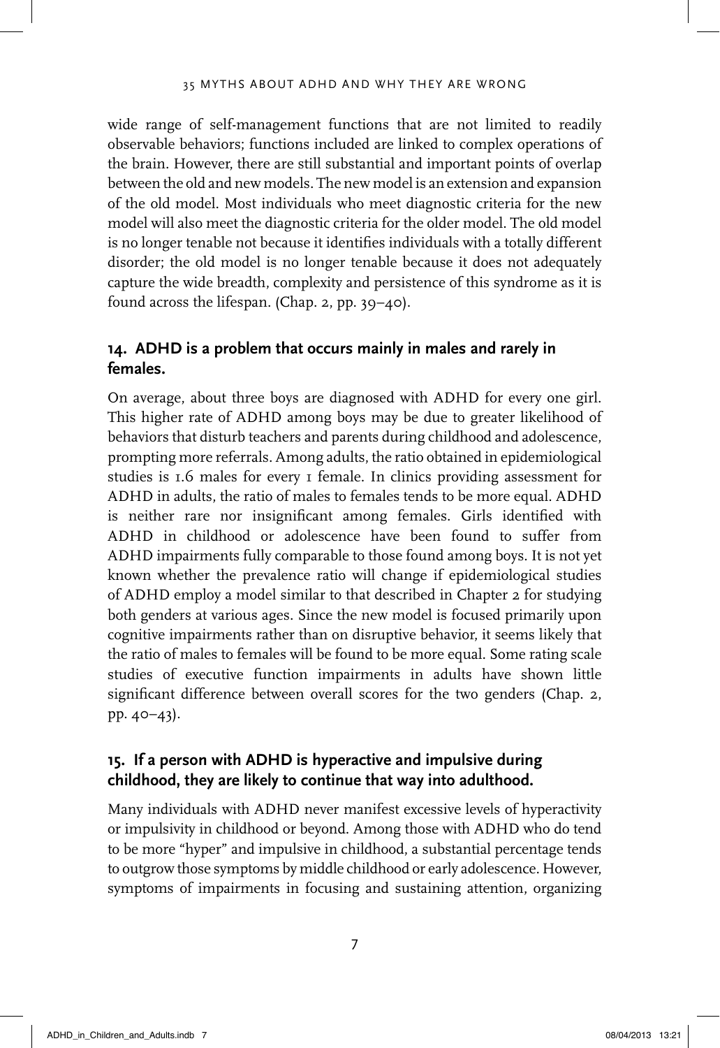wide range of self-management functions that are not limited to readily observable behaviors; functions included are linked to complex operations of the brain. However, there are still substantial and important points of overlap between the old and new models. The new model is an extension and expansion of the old model. Most individuals who meet diagnostic criteria for the new model will also meet the diagnostic criteria for the older model. The old model is no longer tenable not because it identifies individuals with a totally different disorder; the old model is no longer tenable because it does not adequately capture the wide breadth, complexity and persistence of this syndrome as it is found across the lifespan. (Chap. 2, pp. 39–40).

### 14. ADHD is a problem that occurs mainly in males and rarely in females.

On average, about three boys are diagnosed with ADHD for every one girl. This higher rate of ADHD among boys may be due to greater likelihood of behaviors that disturb teachers and parents during childhood and adolescence, prompting more referrals. Among adults, the ratio obtained in epidemiological studies is 1.6 males for every 1 female. In clinics providing assessment for ADHD in adults, the ratio of males to females tends to be more equal. ADHD is neither rare nor insignificant among females. Girls identified with ADHD in childhood or adolescence have been found to suffer from ADHD impairments fully comparable to those found among boys. It is not yet known whether the prevalence ratio will change if epidemiological studies of ADHD employ a model similar to that described in Chapter 2 for studying both genders at various ages. Since the new model is focused primarily upon cognitive impairments rather than on disruptive behavior, it seems likely that the ratio of males to females will be found to be more equal. Some rating scale studies of executive function impairments in adults have shown little significant difference between overall scores for the two genders (Chap. 2, pp. 40–43).

### 15. If a person with ADHD is hyperactive and impulsive during childhood, they are likely to continue that way into adulthood.

Many individuals with ADHD never manifest excessive levels of hyperactivity or impulsivity in childhood or beyond. Among those with ADHD who do tend to be more "hyper" and impulsive in childhood, a substantial percentage tends to outgrow those symptoms by middle childhood or early adolescence. However, symptoms of impairments in focusing and sustaining attention, organizing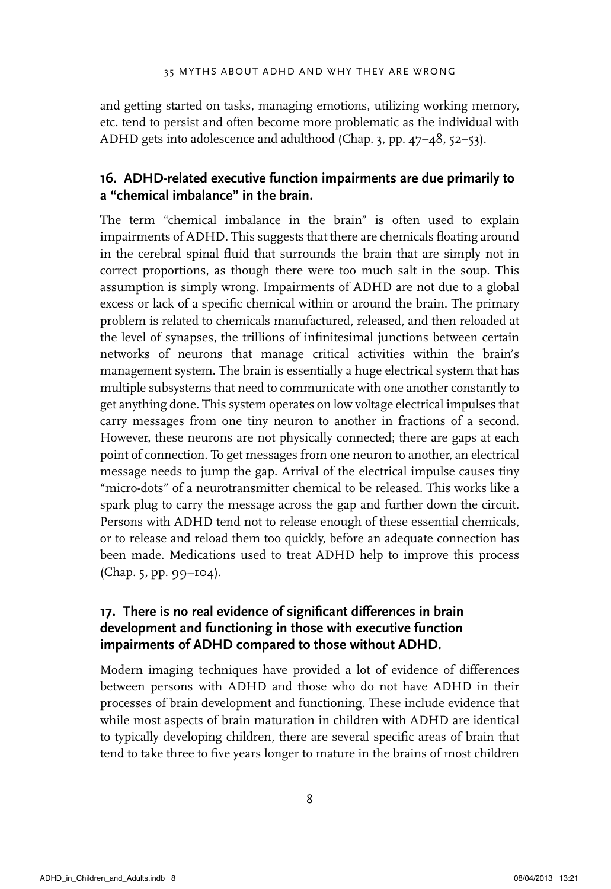and getting started on tasks, managing emotions, utilizing working memory, etc. tend to persist and often become more problematic as the individual with ADHD gets into adolescence and adulthood (Chap. 3, pp. 47–48, 52–53).

### 16. ADHD-related executive function impairments are due primarily to a "chemical imbalance" in the brain.

The term "chemical imbalance in the brain" is often used to explain impairments of ADHD. This suggests that there are chemicals floating around in the cerebral spinal fluid that surrounds the brain that are simply not in correct proportions, as though there were too much salt in the soup. This assumption is simply wrong. Impairments of ADHD are not due to a global excess or lack of a specific chemical within or around the brain. The primary problem is related to chemicals manufactured, released, and then reloaded at the level of synapses, the trillions of infinitesimal junctions between certain networks of neurons that manage critical activities within the brain's management system. The brain is essentially a huge electrical system that has multiple subsystems that need to communicate with one another constantly to get anything done. This system operates on low voltage electrical impulses that carry messages from one tiny neuron to another in fractions of a second. However, these neurons are not physically connected; there are gaps at each point of connection. To get messages from one neuron to another, an electrical message needs to jump the gap. Arrival of the electrical impulse causes tiny "micro-dots" of a neurotransmitter chemical to be released. This works like a spark plug to carry the message across the gap and further down the circuit. Persons with ADHD tend not to release enough of these essential chemicals, or to release and reload them too quickly, before an adequate connection has been made. Medications used to treat ADHD help to improve this process (Chap. 5, pp. 99–104).

### 17. There is no real evidence of significant differences in brain development and functioning in those with executive function impairments of ADHD compared to those without ADHD.

Modern imaging techniques have provided a lot of evidence of differences between persons with ADHD and those who do not have ADHD in their processes of brain development and functioning. These include evidence that while most aspects of brain maturation in children with ADHD are identical to typically developing children, there are several specific areas of brain that tend to take three to five years longer to mature in the brains of most children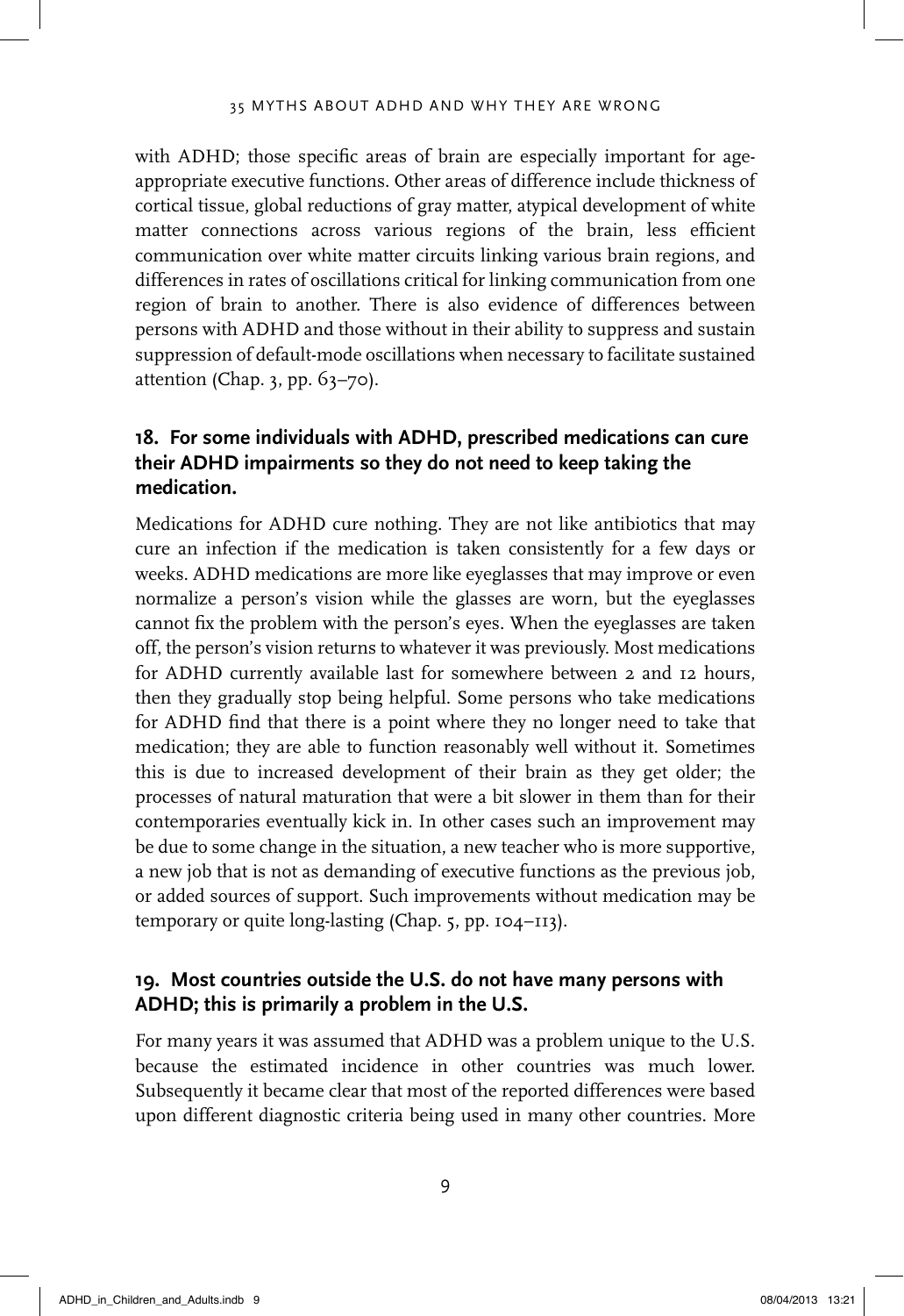with ADHD; those specific areas of brain are especially important for age-appropriate executive functions. Other areas of difference include thickness of cortical tissue, global reductions of gray matter, atypical development of white matter connections across various regions of the brain, less efficient communication over white matter circuits linking various brain regions, and differences in rates of oscillations critical for linking communication from one region of brain to another. There is also evidence of differences between persons with ADHD and those without in their ability to suppress and sustain suppression of default-mode oscillations when necessary to facilitate sustained attention (Chap. 3, pp. 63–70).

### 18. For some individuals with ADHD, prescribed medications can cure their ADHD impairments so they do not need to keep taking the medication.

Medications for ADHD cure nothing. They are not like antibiotics that may cure an infection if the medication is taken consistently for a few days or weeks. ADHD medications are more like eyeglasses that may improve or even normalize a person's vision while the glasses are worn, but the eyeglasses cannot fix the problem with the person's eyes. When the eyeglasses are taken off, the person's vision returns to whatever it was previously. Most medications for ADHD currently available last for somewhere between 2 and 12 hours, then they gradually stop being helpful. Some persons who take medications for ADHD find that there is a point where they no longer need to take that medication; they are able to function reasonably well without it. Sometimes this is due to increased development of their brain as they get older; the processes of natural maturation that were a bit slower in them than for their contemporaries eventually kick in. In other cases such an improvement may be due to some change in the situation, a new teacher who is more supportive, a new job that is not as demanding of executive functions as the previous job, or added sources of support. Such improvements without medication may be temporary or quite long-lasting (Chap. 5, pp. 104–113).

### 19. Most countries outside the U.S. do not have many persons with ADHD; this is primarily a problem in the U.S.

For many years it was assumed that ADHD was a problem unique to the U.S. because the estimated incidence in other countries was much lower. Subsequently it became clear that most of the reported differences were based upon different diagnostic criteria being used in many other countries. More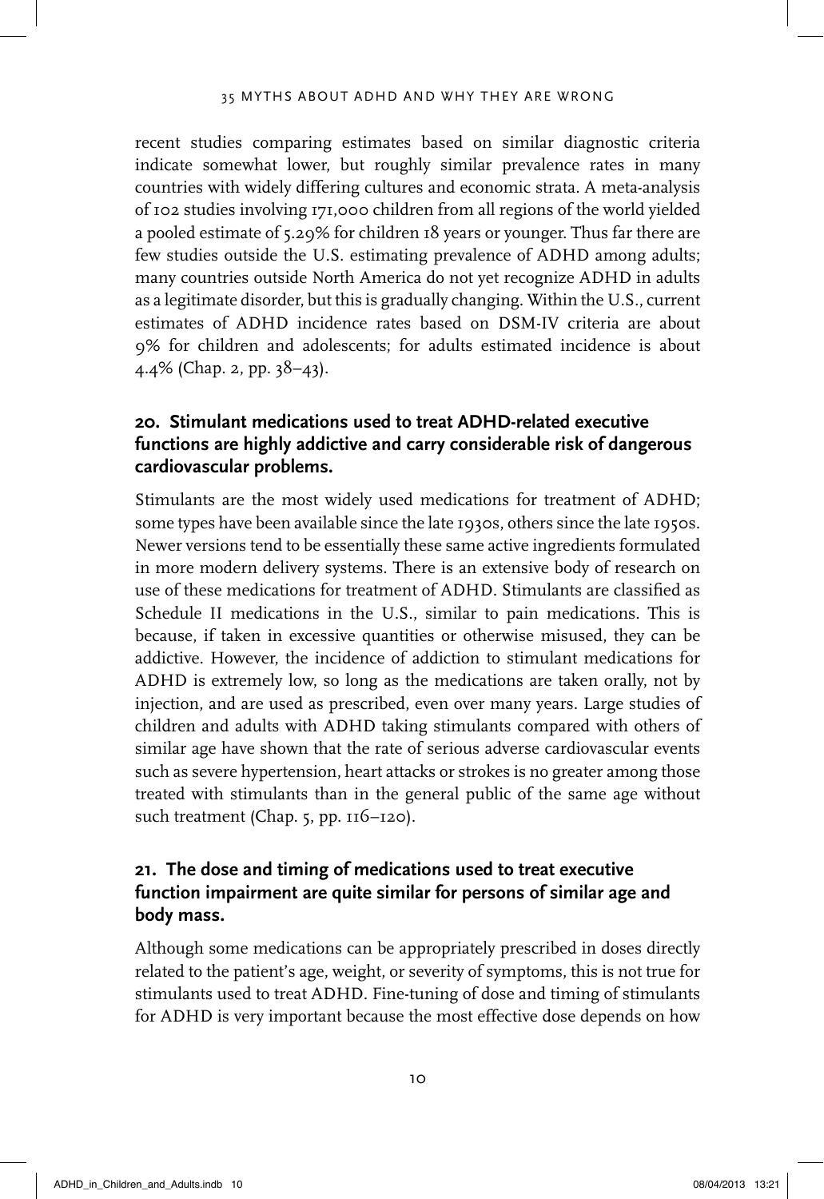recent studies comparing estimates based on similar diagnostic criteria indicate somewhat lower, but roughly similar prevalence rates in many countries with widely differing cultures and economic strata. A meta-analysis of 102 studies involving 171,000 children from all regions of the world yielded a pooled estimate of 5.29% for children 18 years or younger. Thus far there are few studies outside the U.S. estimating prevalence of ADHD among adults; many countries outside North America do not yet recognize ADHD in adults as a legitimate disorder, but this is gradually changing. Within the U.S., current estimates of ADHD incidence rates based on DSM-IV criteria are about 9% for children and adolescents; for adults estimated incidence is about 4.4% (Chap. 2, pp. 38–43).

### 20. Stimulant medications used to treat ADHD-related executive functions are highly addictive and carry considerable risk of dangerous cardiovascular problems.

Stimulants are the most widely used medications for treatment of ADHD; some types have been available since the late 1930s, others since the late 1950s. Newer versions tend to be essentially these same active ingredients formulated in more modern delivery systems. There is an extensive body of research on use of these medications for treatment of ADHD. Stimulants are classified as Schedule II medications in the U.S., similar to pain medications. This is because, if taken in excessive quantities or otherwise misused, they can be addictive. However, the incidence of addiction to stimulant medications for ADHD is extremely low, so long as the medications are taken orally, not by injection, and are used as prescribed, even over many years. Large studies of children and adults with ADHD taking stimulants compared with others of similar age have shown that the rate of serious adverse cardiovascular events such as severe hypertension, heart attacks or strokes is no greater among those treated with stimulants than in the general public of the same age without such treatment (Chap. 5, pp. 116–120).

### 21. The dose and timing of medications used to treat executive function impairment are quite similar for persons of similar age and body mass.

Although some medications can be appropriately prescribed in doses directly related to the patient's age, weight, or severity of symptoms, this is not true for stimulants used to treat ADHD. Fine-tuning of dose and timing of stimulants for ADHD is very important because the most effective dose depends on how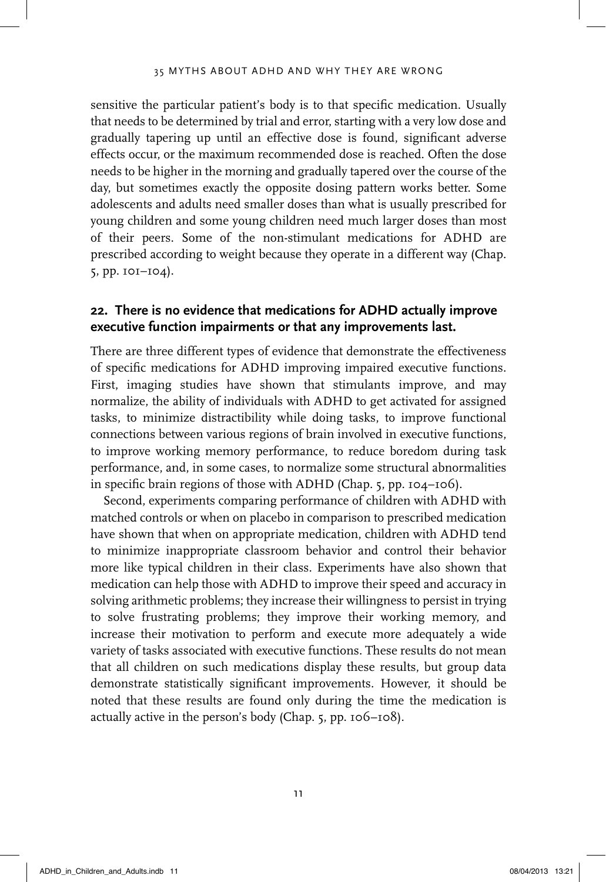sensitive the particular patient's body is to that specific medication. Usually that needs to be determined by trial and error, starting with a very low dose and gradually tapering up until an effective dose is found, significant adverse effects occur, or the maximum recommended dose is reached. Often the dose needs to be higher in the morning and gradually tapered over the course of the day, but sometimes exactly the opposite dosing pattern works better. Some adolescents and adults need smaller doses than what is usually prescribed for young children and some young children need much larger doses than most of their peers. Some of the non-stimulant medications for ADHD are prescribed according to weight because they operate in a different way (Chap. 5, pp. 101–104).

### 22. There is no evidence that medications for ADHD actually improve executive function impairments or that any improvements last.

There are three different types of evidence that demonstrate the effectiveness of specific medications for ADHD improving impaired executive functions. First, imaging studies have shown that stimulants improve, and may normalize, the ability of individuals with ADHD to get activated for assigned tasks, to minimize distractibility while doing tasks, to improve functional connections between various regions of brain involved in executive functions, to improve working memory performance, to reduce boredom during task performance, and, in some cases, to normalize some structural abnormalities in specific brain regions of those with ADHD (Chap. 5, pp. 104–106).

Second, experiments comparing performance of children with ADHD with matched controls or when on placebo in comparison to prescribed medication have shown that when on appropriate medication, children with ADHD tend to minimize inappropriate classroom behavior and control their behavior more like typical children in their class. Experiments have also shown that medication can help those with ADHD to improve their speed and accuracy in solving arithmetic problems; they increase their willingness to persist in trying to solve frustrating problems; they improve their working memory, and increase their motivation to perform and execute more adequately a wide variety of tasks associated with executive functions. These results do not mean that all children on such medications display these results, but group data demonstrate statistically significant improvements. However, it should be noted that these results are found only during the time the medication is actually active in the person's body (Chap. 5, pp. 106–108).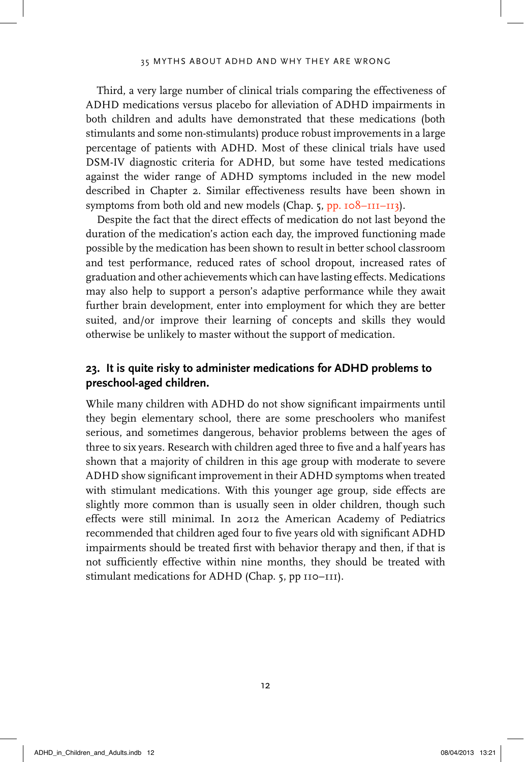Third, a very large number of clinical trials comparing the effectiveness of ADHD medications versus placebo for alleviation of ADHD impairments in both children and adults have demonstrated that these medications (both stimulants and some non-stimulants) produce robust improvements in a large percentage of patients with ADHD. Most of these clinical trials have used DSM-IV diagnostic criteria for ADHD, but some have tested medications against the wider range of ADHD symptoms included in the new model described in Chapter 2. Similar effectiveness results have been shown in symptoms from both old and new models (Chap. 5, pp. 108–111–113).

Despite the fact that the direct effects of medication do not last beyond the duration of the medication's action each day, the improved functioning made possible by the medication has been shown to result in better school classroom and test performance, reduced rates of school dropout, increased rates of graduation and other achievements which can have lasting effects. Medications may also help to support a person's adaptive performance while they await further brain development, enter into employment for which they are better suited, and/or improve their learning of concepts and skills they would otherwise be unlikely to master without the support of medication.

### 23. It is quite risky to administer medications for ADHD problems to preschool-aged children.

While many children with ADHD do not show significant impairments until they begin elementary school, there are some preschoolers who manifest serious, and sometimes dangerous, behavior problems between the ages of three to six years. Research with children aged three to five and a half years has shown that a majority of children in this age group with moderate to severe ADHD show significant improvement in their ADHD symptoms when treated with stimulant medications. With this younger age group, side effects are slightly more common than is usually seen in older children, though such effects were still minimal. In 2012 the American Academy of Pediatrics recommended that children aged four to five years old with significant ADHD impairments should be treated first with behavior therapy and then, if that is not sufficiently effective within nine months, they should be treated with stimulant medications for ADHD (Chap. 5, pp 110–111).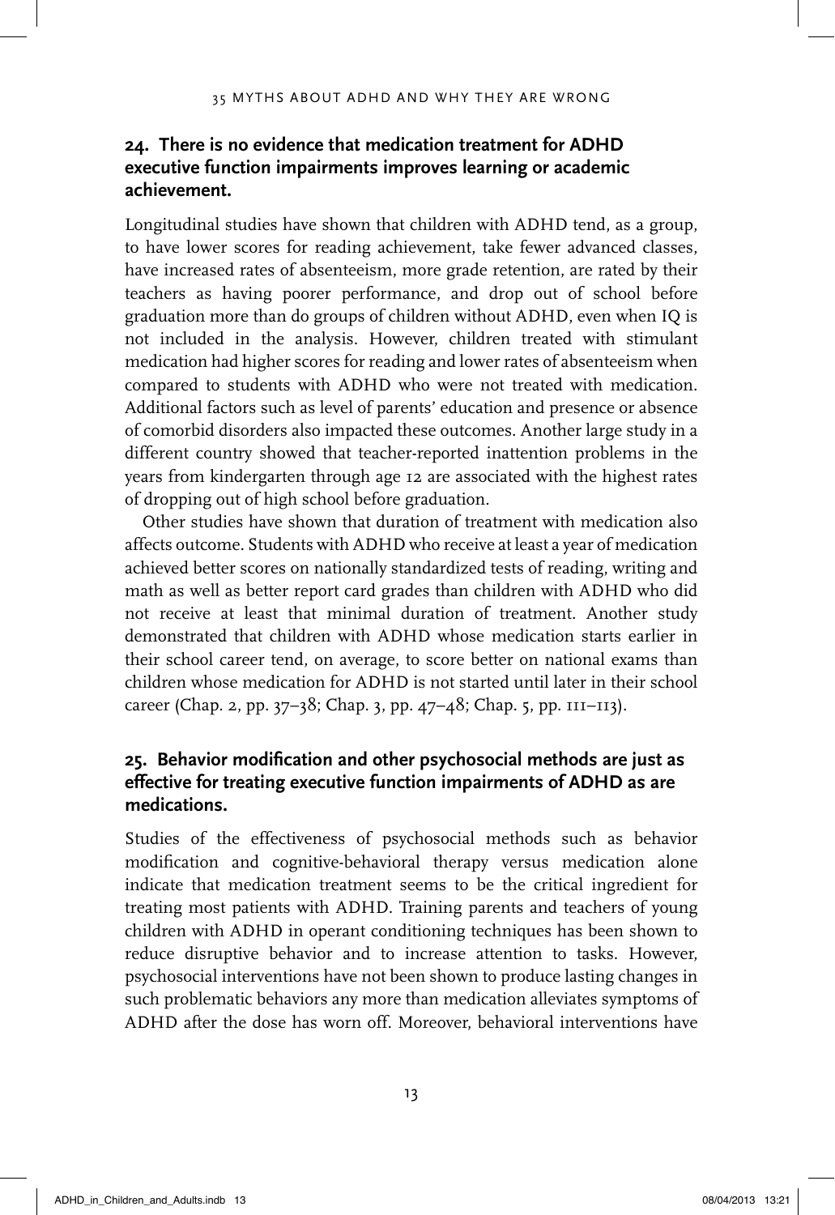## 24. There is no evidence that medication treatment for ADHD executive function impairments improves learning or academic achievement.

Longitudinal studies have shown that children with ADHD tend, as a group, to have lower scores for reading achievement, take fewer advanced classes, have increased rates of absenteeism, more grade retention, are rated by their teachers as having poorer performance, and drop out of school before graduation more than do groups of children without ADHD, even when IQ is not included in the analysis. However, children treated with stimulant medication had higher scores for reading and lower rates of absenteeism when compared to students with ADHD who were not treated with medication. Additional factors such as level of parents' education and presence or absence of comorbid disorders also impacted these outcomes. Another large study in a different country showed that teacher-reported inattention problems in the years from kindergarten through age 12 are associated with the highest rates of dropping out of high school before graduation.

Other studies have shown that duration of treatment with medication also affects outcome. Students with ADHD who receive at least a year of medication achieved better scores on nationally standardized tests of reading, writing and math as well as better report card grades than children with ADHD who did not receive at least that minimal duration of treatment. Another study demonstrated that children with ADHD whose medication starts earlier in their school career tend, on average, to score better on national exams than children whose medication for ADHD is not started until later in their school career (Chap. 2, pp. 37–38; Chap. 3, pp. 47–48; Chap. 5, pp. 111–113).

## 25. Behavior modification and other psychosocial methods are just as effective for treating executive function impairments of ADHD as are medications.

Studies of the effectiveness of psychosocial methods such as behavior modification and cognitive-behavioral therapy versus medication alone indicate that medication treatment seems to be the critical ingredient for treating most patients with ADHD. Training parents and teachers of young children with ADHD in operant conditioning techniques has been shown to reduce disruptive behavior and to increase attention to tasks. However, psychosocial interventions have not been shown to produce lasting changes in such problematic behaviors any more than medication alleviates symptoms of ADHD after the dose has worn off. Moreover, behavioral interventions have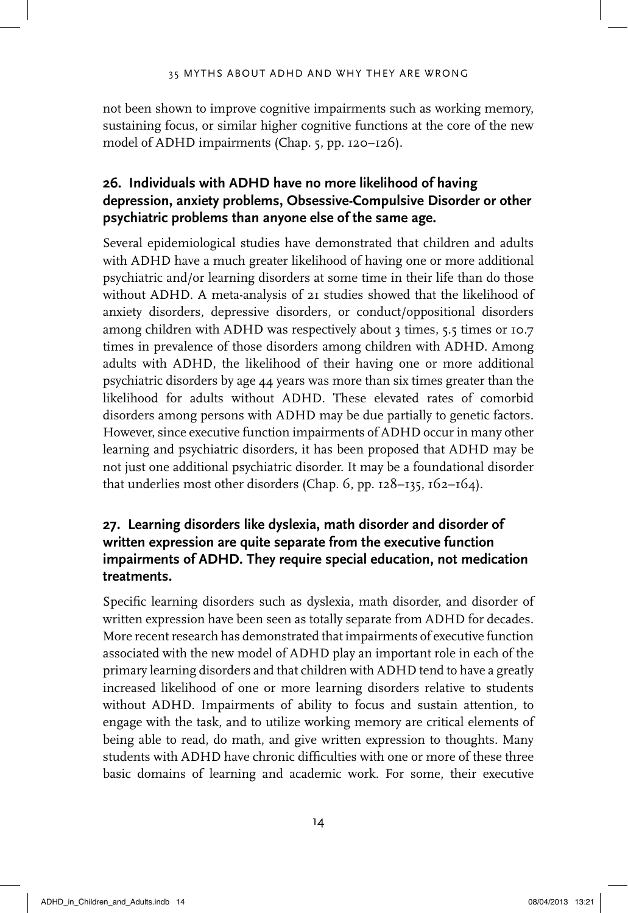not been shown to improve cognitive impairments such as working memory, sustaining focus, or similar higher cognitive functions at the core of the new model of ADHD impairments (Chap. 5, pp. 120–126).

### 26. Individuals with ADHD have no more likelihood of having depression, anxiety problems, Obsessive-Compulsive Disorder or other psychiatric problems than anyone else of the same age.

Several epidemiological studies have demonstrated that children and adults with ADHD have a much greater likelihood of having one or more additional psychiatric and/or learning disorders at some time in their life than do those without ADHD. A meta-analysis of 21 studies showed that the likelihood of anxiety disorders, depressive disorders, or conduct/oppositional disorders among children with ADHD was respectively about 3 times, 5.5 times or 10.7 times in prevalence of those disorders among children with ADHD. Among adults with ADHD, the likelihood of their having one or more additional psychiatric disorders by age 44 years was more than six times greater than the likelihood for adults without ADHD. These elevated rates of comorbid disorders among persons with ADHD may be due partially to genetic factors. However, since executive function impairments of ADHD occur in many other learning and psychiatric disorders, it has been proposed that ADHD may be not just one additional psychiatric disorder. It may be a foundational disorder that underlies most other disorders (Chap. 6, pp. 128–135, 162–164).

### 27. Learning disorders like dyslexia, math disorder and disorder of written expression are quite separate from the executive function impairments of ADHD. They require special education, not medication treatments.

Specific learning disorders such as dyslexia, math disorder, and disorder of written expression have been seen as totally separate from ADHD for decades. More recent research has demonstrated that impairments of executive function associated with the new model of ADHD play an important role in each of the primary learning disorders and that children with ADHD tend to have a greatly increased likelihood of one or more learning disorders relative to students without ADHD. Impairments of ability to focus and sustain attention, to engage with the task, and to utilize working memory are critical elements of being able to read, do math, and give written expression to thoughts. Many students with ADHD have chronic difficulties with one or more of these three basic domains of learning and academic work. For some, their executive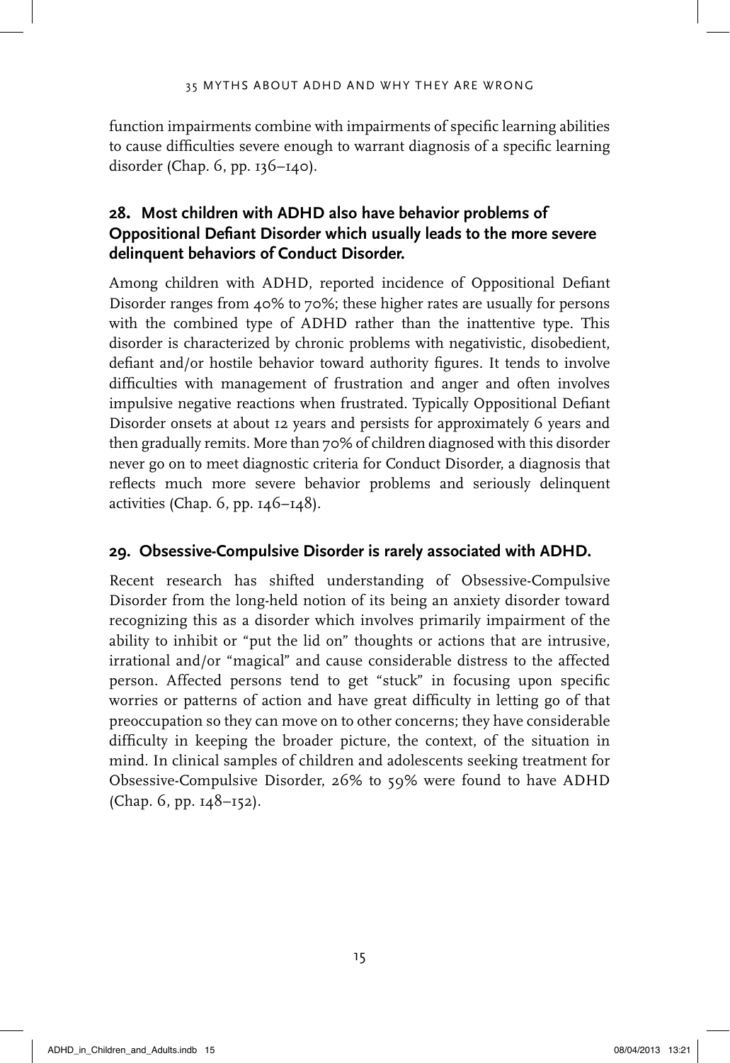function impairments combine with impairments of specific learning abilities to cause difficulties severe enough to warrant diagnosis of a specific learning disorder (Chap. 6, pp. 136–140).

### 28. Most children with ADHD also have behavior problems of Oppositional Defiant Disorder which usually leads to the more severe delinquent behaviors of Conduct Disorder.

Among children with ADHD, reported incidence of Oppositional Defiant Disorder ranges from 40% to 70%; these higher rates are usually for persons with the combined type of ADHD rather than the inattentive type. This disorder is characterized by chronic problems with negativistic, disobedient, defiant and/or hostile behavior toward authority figures. It tends to involve difficulties with management of frustration and anger and often involves impulsive negative reactions when frustrated. Typically Oppositional Defiant Disorder onsets at about 12 years and persists for approximately 6 years and then gradually remits. More than 70% of children diagnosed with this disorder never go on to meet diagnostic criteria for Conduct Disorder, a diagnosis that reflects much more severe behavior problems and seriously delinquent activities (Chap. 6, pp. 146–148).

### 29. Obsessive-Compulsive Disorder is rarely associated with ADHD.

Recent research has shifted understanding of Obsessive-Compulsive Disorder from the long-held notion of its being an anxiety disorder toward recognizing this as a disorder which involves primarily impairment of the ability to inhibit or "put the lid on" thoughts or actions that are intrusive, irrational and/or "magical" and cause considerable distress to the affected person. Affected persons tend to get "stuck" in focusing upon specific worries or patterns of action and have great difficulty in letting go of that preoccupation so they can move on to other concerns; they have considerable difficulty in keeping the broader picture, the context, of the situation in mind. In clinical samples of children and adolescents seeking treatment for Obsessive-Compulsive Disorder, 26% to 59% were found to have ADHD (Chap. 6, pp. 148–152).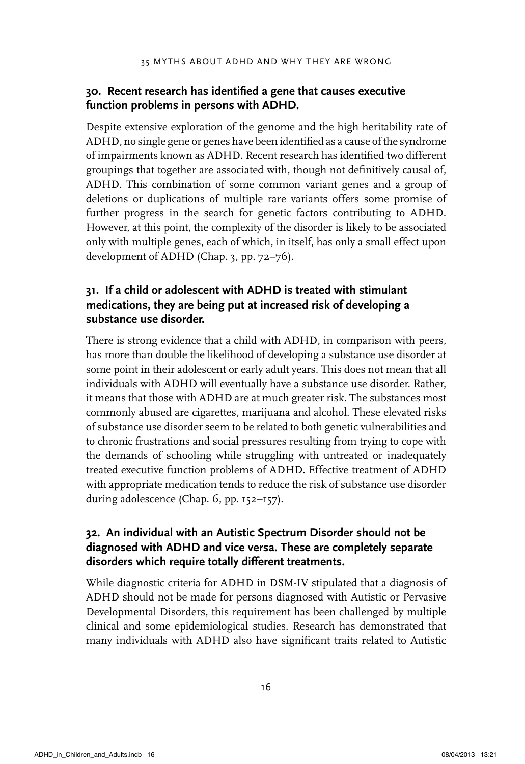### 30. Recent research has identified a gene that causes executive function problems in persons with ADHD.

Despite extensive exploration of the genome and the high heritability rate of ADHD, no single gene or genes have been identified as a cause of the syndrome of impairments known as ADHD. Recent research has identified two different groupings that together are associated with, though not definitively causal of, ADHD. This combination of some common variant genes and a group of deletions or duplications of multiple rare variants offers some promise of further progress in the search for genetic factors contributing to ADHD. However, at this point, the complexity of the disorder is likely to be associated only with multiple genes, each of which, in itself, has only a small effect upon development of ADHD (Chap. 3, pp. 72–76).

### 31. If a child or adolescent with ADHD is treated with stimulant medications, they are being put at increased risk of developing a substance use disorder.

There is strong evidence that a child with ADHD, in comparison with peers, has more than double the likelihood of developing a substance use disorder at some point in their adolescent or early adult years. This does not mean that all individuals with ADHD will eventually have a substance use disorder. Rather, it means that those with ADHD are at much greater risk. The substances most commonly abused are cigarettes, marijuana and alcohol. These elevated risks of substance use disorder seem to be related to both genetic vulnerabilities and to chronic frustrations and social pressures resulting from trying to cope with the demands of schooling while struggling with untreated or inadequately treated executive function problems of ADHD. Effective treatment of ADHD with appropriate medication tends to reduce the risk of substance use disorder during adolescence (Chap. 6, pp. 152–157).

### 32. An individual with an Autistic Spectrum Disorder should not be diagnosed with ADHD and vice versa. These are completely separate disorders which require totally different treatments.

While diagnostic criteria for ADHD in DSM-IV stipulated that a diagnosis of ADHD should not be made for persons diagnosed with Autistic or Pervasive Developmental Disorders, this requirement has been challenged by multiple clinical and some epidemiological studies. Research has demonstrated that many individuals with ADHD also have significant traits related to Autistic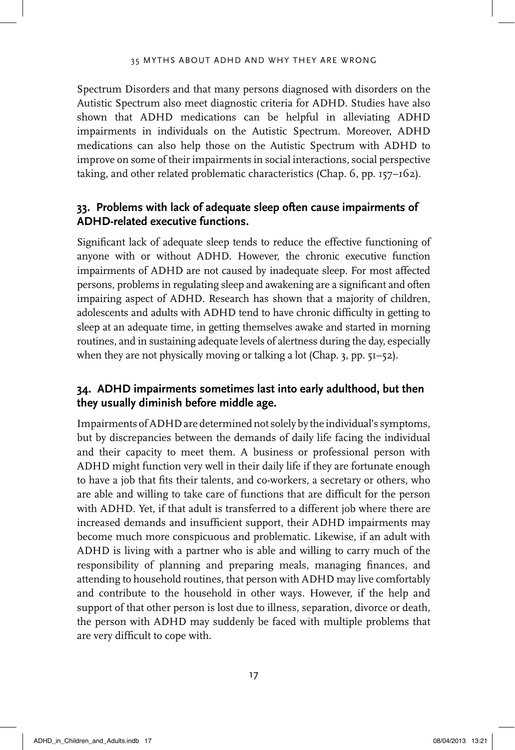Spectrum Disorders and that many persons diagnosed with disorders on the Autistic Spectrum also meet diagnostic criteria for ADHD. Studies have also shown that ADHD medications can be helpful in alleviating ADHD impairments in individuals on the Autistic Spectrum. Moreover, ADHD medications can also help those on the Autistic Spectrum with ADHD to improve on some of their impairments in social interactions, social perspective taking, and other related problematic characteristics (Chap. 6, pp. 157–162).

### 33. Problems with lack of adequate sleep often cause impairments of ADHD-related executive functions.

Significant lack of adequate sleep tends to reduce the effective functioning of anyone with or without ADHD. However, the chronic executive function impairments of ADHD are not caused by inadequate sleep. For most affected persons, problems in regulating sleep and awakening are a significant and often impairing aspect of ADHD. Research has shown that a majority of children, adolescents and adults with ADHD tend to have chronic difficulty in getting to sleep at an adequate time, in getting themselves awake and started in morning routines, and in sustaining adequate levels of alertness during the day, especially when they are not physically moving or talking a lot (Chap. 3, pp. 51–52).

### 34. ADHD impairments sometimes last into early adulthood, but then they usually diminish before middle age.

Impairments of ADHD are determined not solely by the individual's symptoms, but by discrepancies between the demands of daily life facing the individual and their capacity to meet them. A business or professional person with ADHD might function very well in their daily life if they are fortunate enough to have a job that fits their talents, and co-workers, a secretary or others, who are able and willing to take care of functions that are difficult for the person with ADHD. Yet, if that adult is transferred to a different job where there are increased demands and insufficient support, their ADHD impairments may become much more conspicuous and problematic. Likewise, if an adult with ADHD is living with a partner who is able and willing to carry much of the responsibility of planning and preparing meals, managing finances, and attending to household routines, that person with ADHD may live comfortably and contribute to the household in other ways. However, if the help and support of that other person is lost due to illness, separation, divorce or death, the person with ADHD may suddenly be faced with multiple problems that are very difficult to cope with.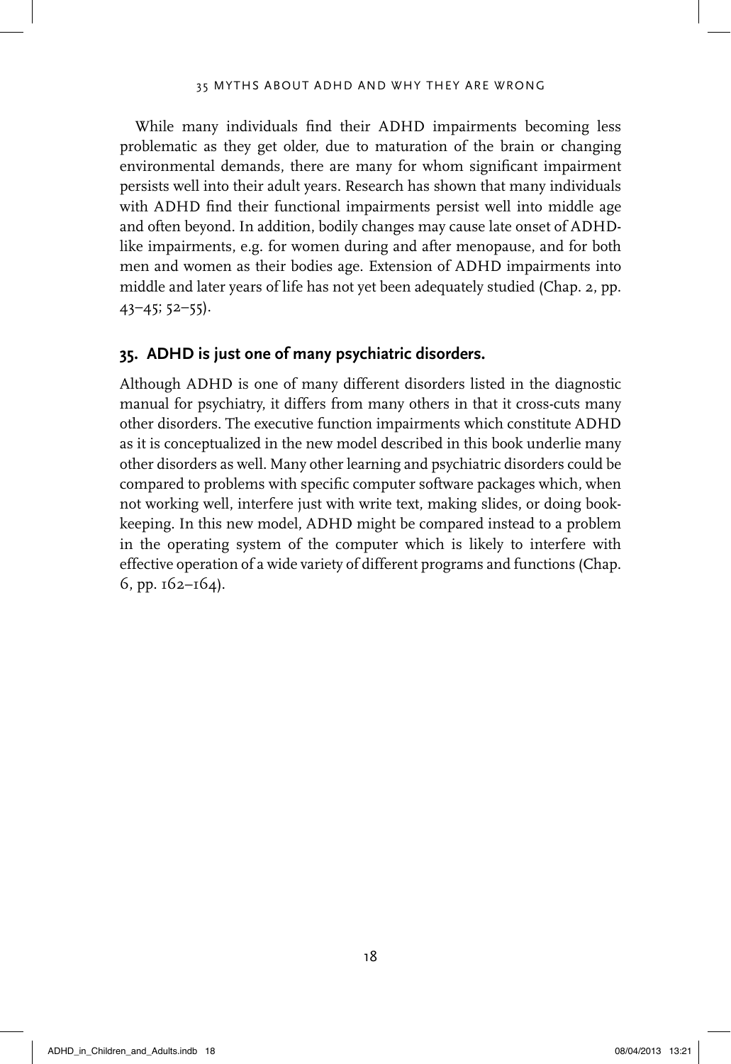While many individuals find their ADHD impairments becoming less problematic as they get older, due to maturation of the brain or changing environmental demands, there are many for whom significant impairment persists well into their adult years. Research has shown that many individuals with ADHD find their functional impairments persist well into middle age and often beyond. In addition, bodily changes may cause late onset of ADHD-like impairments, e.g. for women during and after menopause, and for both men and women as their bodies age. Extension of ADHD impairments into middle and later years of life has not yet been adequately studied (Chap. 2, pp. 43–45; 52–55).

### 35. ADHD is just one of many psychiatric disorders.

Although ADHD is one of many different disorders listed in the diagnostic manual for psychiatry, it differs from many others in that it cross-cuts many other disorders. The executive function impairments which constitute ADHD as it is conceptualized in the new model described in this book underlie many other disorders as well. Many other learning and psychiatric disorders could be compared to problems with specific computer software packages which, when not working well, interfere just with write text, making slides, or doing book-keeping. In this new model, ADHD might be compared instead to a problem in the operating system of the computer which is likely to interfere with effective operation of a wide variety of different programs and functions (Chap. 6, pp. 162–164).